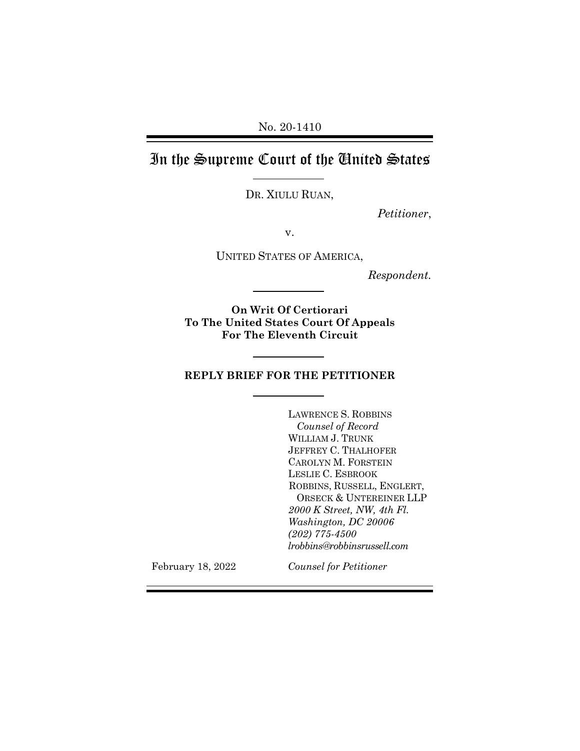No. 20-1410

# In the Supreme Court of the United States

DR. XIULU RUAN,

*Petitioner*,

v.

UNITED STATES OF AMERICA,

*Respondent.*

**On Writ Of Certiorari To The United States Court Of Appeals For The Eleventh Circuit**

**REPLY BRIEF FOR THE PETITIONER**

LAWRENCE S. ROBBINS
*Counsel of Record*
WILLIAM J. TRUNK
JEFFREY C. THALHOFER
CAROLYN M. FORSTEIN
LESLIE C. ESBROOK
ROBBINS, RUSSELL, ENGLERT, ORSECK & UNTEREINER LLP
*2000 K Street, NW, 4th Fl.*
*Washington, DC 20006*
*(202) 775-4500*
*lrobbins@robbinsrussell.com*

February 18, 2022

*Counsel for Petitioner*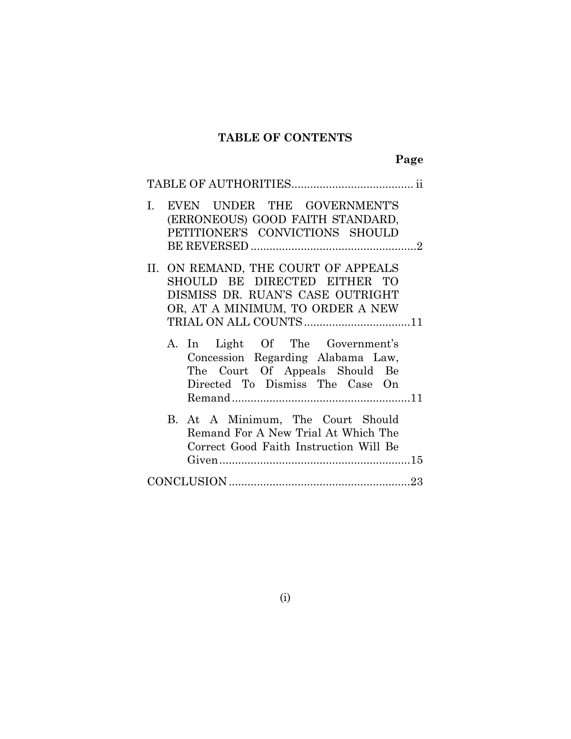## TABLE OF CONTENTS

| | Page |
|---|---|
| TABLE OF AUTHORITIES | ii |
| I. EVEN UNDER THE GOVERNMENT'S (ERRONEOUS) GOOD FAITH STANDARD, PETITIONER'S CONVICTIONS SHOULD BE REVERSED | 2 |
| II. ON REMAND, THE COURT OF APPEALS SHOULD BE DIRECTED EITHER TO DISMISS DR. RUAN'S CASE OUTRIGHT OR, AT A MINIMUM, TO ORDER A NEW TRIAL ON ALL COUNTS | 11 |
| A. In Light Of The Government's Concession Regarding Alabama Law, The Court Of Appeals Should Be Directed To Dismiss The Case On Remand | 11 |
| B. At A Minimum, The Court Should Remand For A New Trial At Which The Correct Good Faith Instruction Will Be Given | 15 |
| CONCLUSION | 23 |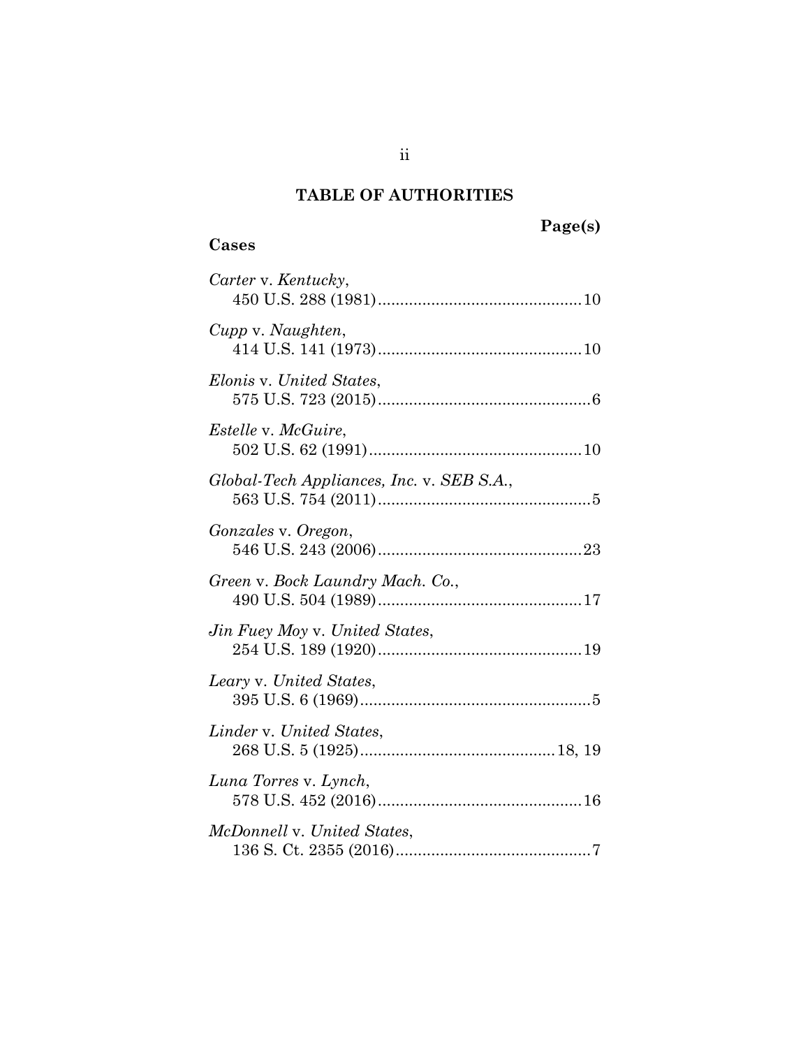# TABLE OF AUTHORITIES

**Page(s)**

## Cases

*Carter* v. *Kentucky*,
450 U.S. 288 (1981) .............................................. 10

*Cupp* v. *Naughten*,
414 U.S. 141 (1973) .............................................. 10

*Elonis* v. *United States*,
575 U.S. 723 (2015) ................................................ 6

*Estelle* v. *McGuire*,
502 U.S. 62 (1991) ................................................ 10

*Global-Tech Appliances, Inc.* v. *SEB S.A.*,
563 U.S. 754 (2011) ................................................ 5

*Gonzales* v. *Oregon*,
546 U.S. 243 (2006) .............................................. 23

*Green* v. *Bock Laundry Mach. Co.*,
490 U.S. 504 (1989) .............................................. 17

*Jin Fuey Moy* v. *United States*,
254 U.S. 189 (1920) .............................................. 19

*Leary* v. *United States*,
395 U.S. 6 (1969) .................................................... 5

*Linder* v. *United States*,
268 U.S. 5 (1925) ............................................ 18, 19

*Luna Torres* v. *Lynch*,
578 U.S. 452 (2016) .............................................. 16

*McDonnell* v. *United States*,
136 S. Ct. 2355 (2016) ............................................ 7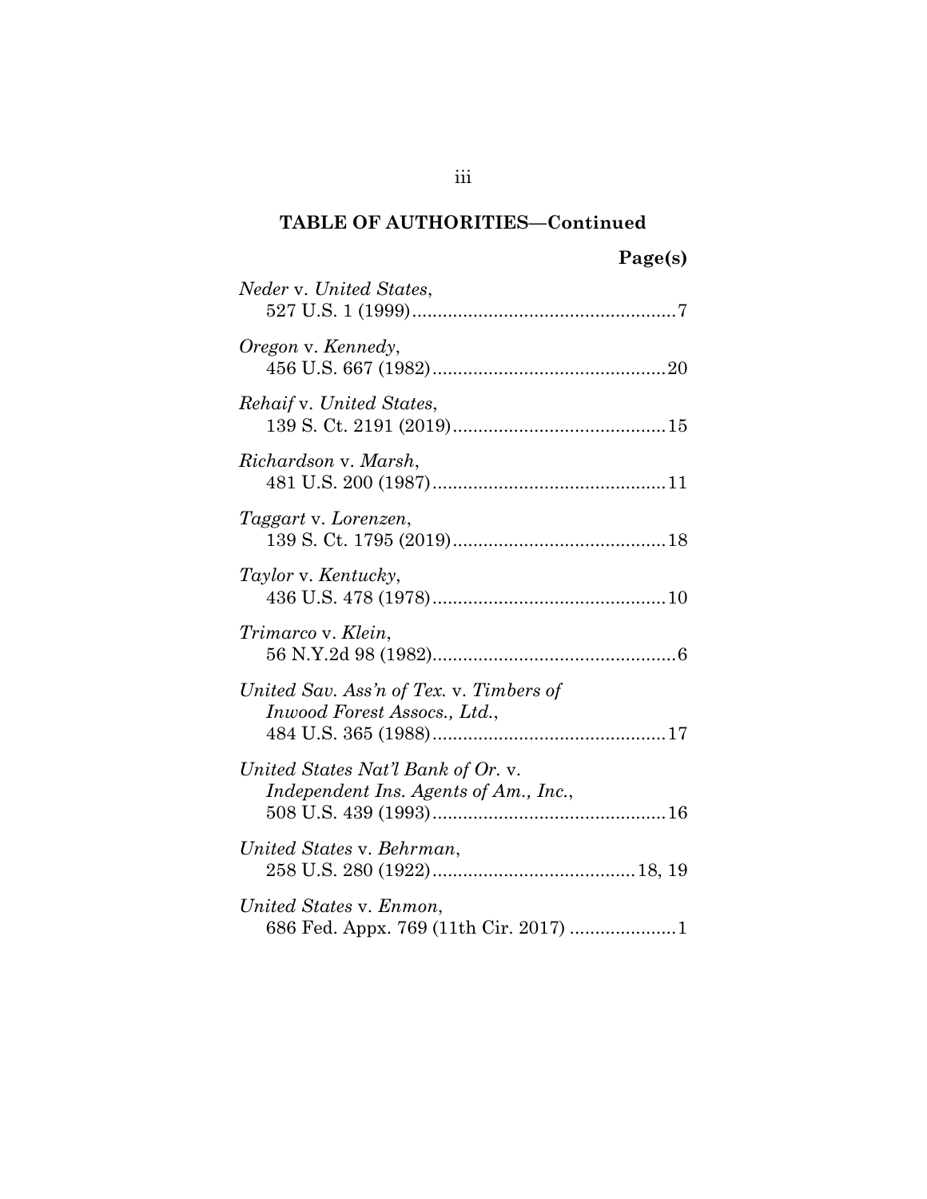**TABLE OF AUTHORITIES—Continued**

**Page(s)**

*Neder* v. *United States*,
527 U.S. 1 (1999) ....................................................7

*Oregon* v. *Kennedy*,
456 U.S. 667 (1982) ..............................................20

*Rehaif* v. *United States*,
139 S. Ct. 2191 (2019) ..........................................15

*Richardson* v. *Marsh*,
481 U.S. 200 (1987) ..............................................11

*Taggart* v. *Lorenzen*,
139 S. Ct. 1795 (2019) ..........................................18

*Taylor* v. *Kentucky*,
436 U.S. 478 (1978) ..............................................10

*Trimarco* v. *Klein*,
56 N.Y.2d 98 (1982) ................................................6

*United Sav. Ass'n of Tex.* v. *Timbers of Inwood Forest Assocs., Ltd.*,
484 U.S. 365 (1988) ..............................................17

*United States Nat'l Bank of Or.* v. *Independent Ins. Agents of Am., Inc.*,
508 U.S. 439 (1993) ..............................................16

*United States* v. *Behrman*,
258 U.S. 280 (1922) ........................................18, 19

*United States* v. *Enmon*,
686 Fed. Appx. 769 (11th Cir. 2017) .....................1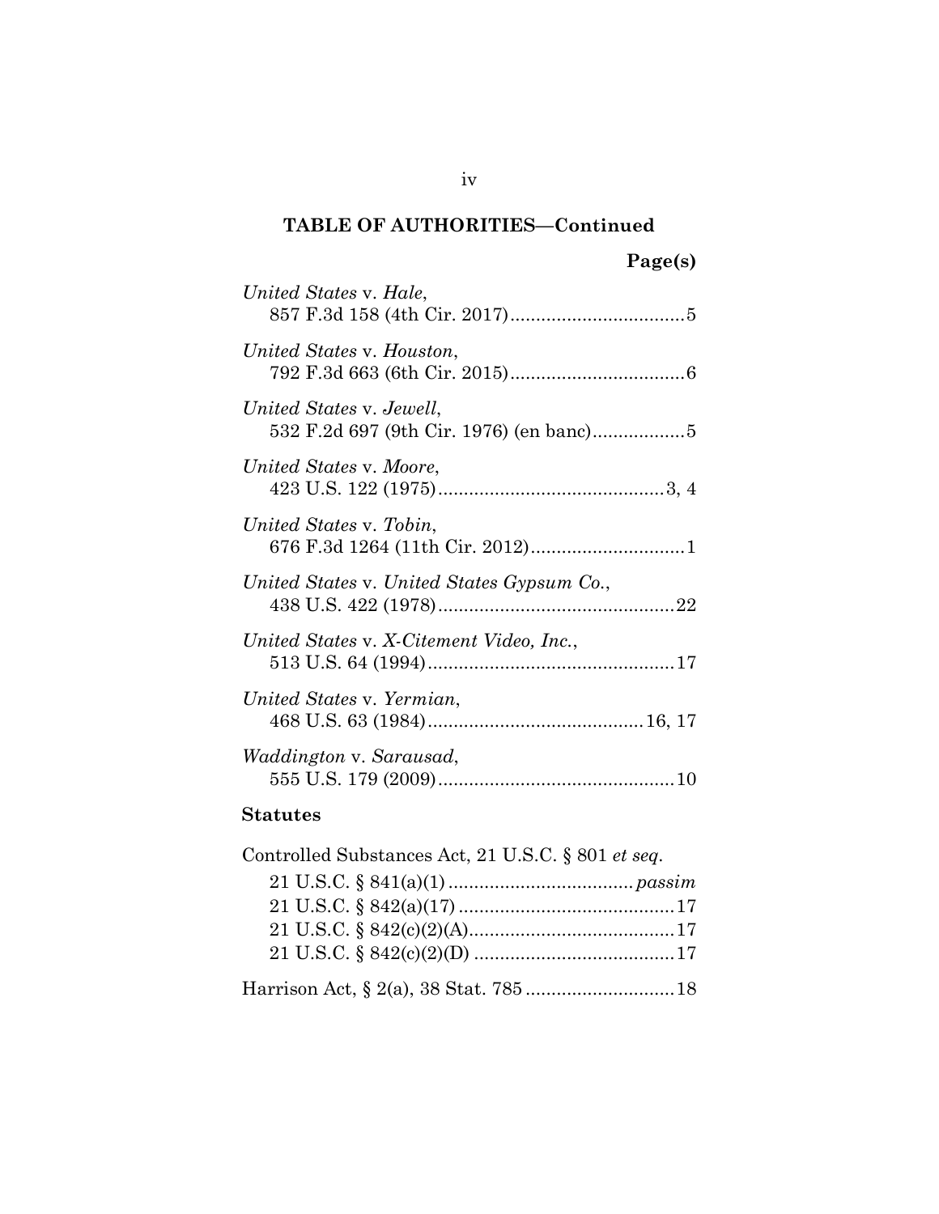**TABLE OF AUTHORITIES—Continued**

**Page(s)**

*United States* v. *Hale*,
857 F.3d 158 (4th Cir. 2017) .................................. 5

*United States* v. *Houston*,
792 F.3d 663 (6th Cir. 2015) .................................. 6

*United States* v. *Jewell*,
532 F.2d 697 (9th Cir. 1976) (en banc) .................. 5

*United States* v. *Moore*,
423 U.S. 122 (1975) ............................................ 3, 4

*United States* v. *Tobin*,
676 F.3d 1264 (11th Cir. 2012) .............................. 1

*United States* v. *United States Gypsum Co.*,
438 U.S. 422 (1978) .............................................. 22

*United States* v. *X-Citement Video, Inc.*,
513 U.S. 64 (1994) ................................................ 17

*United States* v. *Yermian*,
468 U.S. 63 (1984) .......................................... 16, 17

*Waddington* v. *Sarausad*,
555 U.S. 179 (2009) .............................................. 10

**Statutes**

Controlled Substances Act, 21 U.S.C. § 801 *et seq.*

21 U.S.C. § 841(a)(1) ................................... *passim*
21 U.S.C. § 842(a)(17) .......................................... 17
21 U.S.C. § 842(c)(2)(A) ........................................ 17
21 U.S.C. § 842(c)(2)(D) ....................................... 17

Harrison Act, § 2(a), 38 Stat. 785 ............................ 18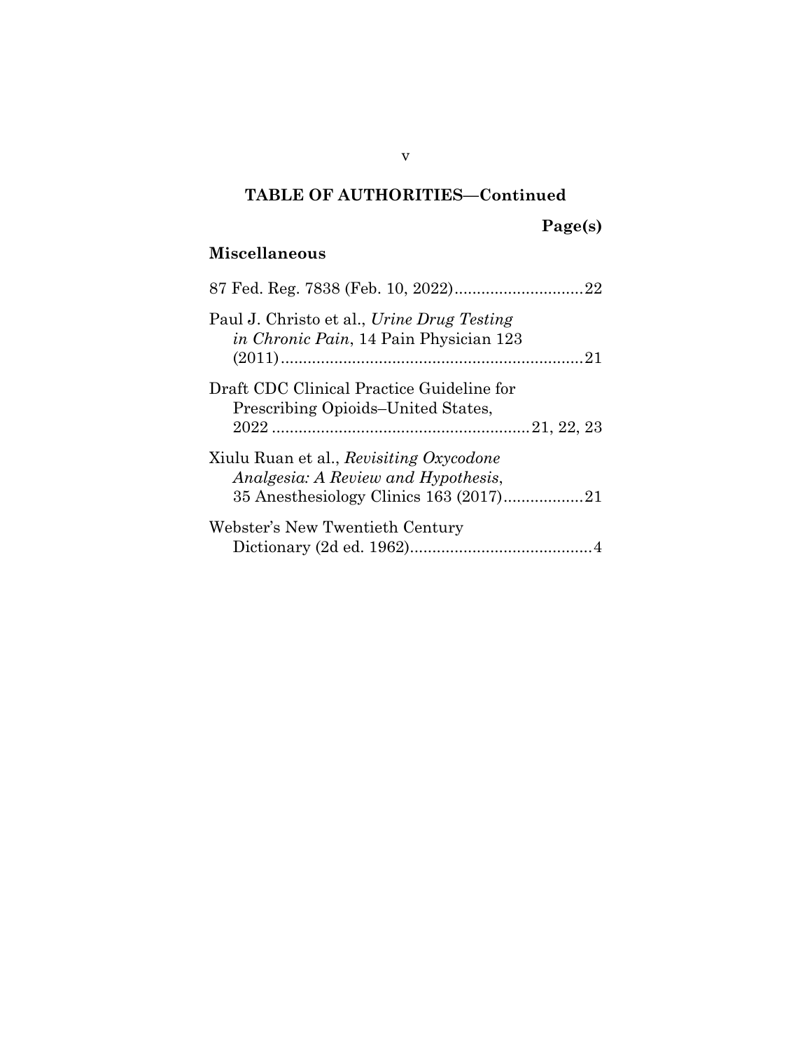**TABLE OF AUTHORITIES—Continued**

**Page(s)**

### Miscellaneous

87 Fed. Reg. 7838 (Feb. 10, 2022) .............................. 22

Paul J. Christo et al., *Urine Drug Testing in Chronic Pain*, 14 Pain Physician 123 (2011) ..................................................................... 21

Draft CDC Clinical Practice Guideline for Prescribing Opioids–United States, 2022 .......................................................... 21, 22, 23

Xiulu Ruan et al., *Revisiting Oxycodone Analgesia: A Review and Hypothesis*, 35 Anesthesiology Clinics 163 (2017) .................. 21

Webster's New Twentieth Century Dictionary (2d ed. 1962) ......................................... 4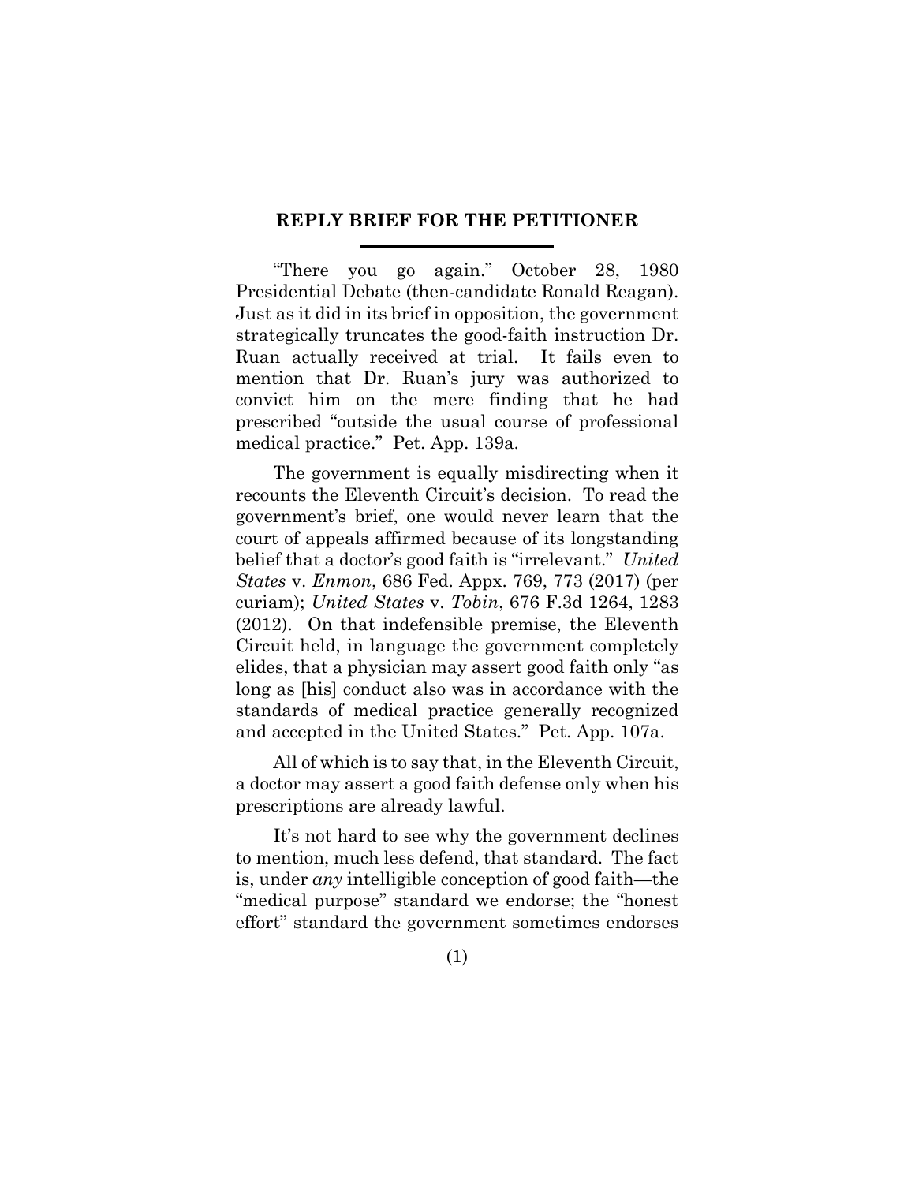## REPLY BRIEF FOR THE PETITIONER

"There you go again." October 28, 1980 Presidential Debate (then-candidate Ronald Reagan). Just as it did in its brief in opposition, the government strategically truncates the good-faith instruction Dr. Ruan actually received at trial. It fails even to mention that Dr. Ruan's jury was authorized to convict him on the mere finding that he had prescribed "outside the usual course of professional medical practice." Pet. App. 139a.

The government is equally misdirecting when it recounts the Eleventh Circuit's decision. To read the government's brief, one would never learn that the court of appeals affirmed because of its longstanding belief that a doctor's good faith is "irrelevant." *United States* v. *Enmon*, 686 Fed. Appx. 769, 773 (2017) (per curiam); *United States* v. *Tobin*, 676 F.3d 1264, 1283 (2012). On that indefensible premise, the Eleventh Circuit held, in language the government completely elides, that a physician may assert good faith only "as long as [his] conduct also was in accordance with the standards of medical practice generally recognized and accepted in the United States." Pet. App. 107a.

All of which is to say that, in the Eleventh Circuit, a doctor may assert a good faith defense only when his prescriptions are already lawful.

It's not hard to see why the government declines to mention, much less defend, that standard. The fact is, under *any* intelligible conception of good faith—the "medical purpose" standard we endorse; the "honest effort" standard the government sometimes endorses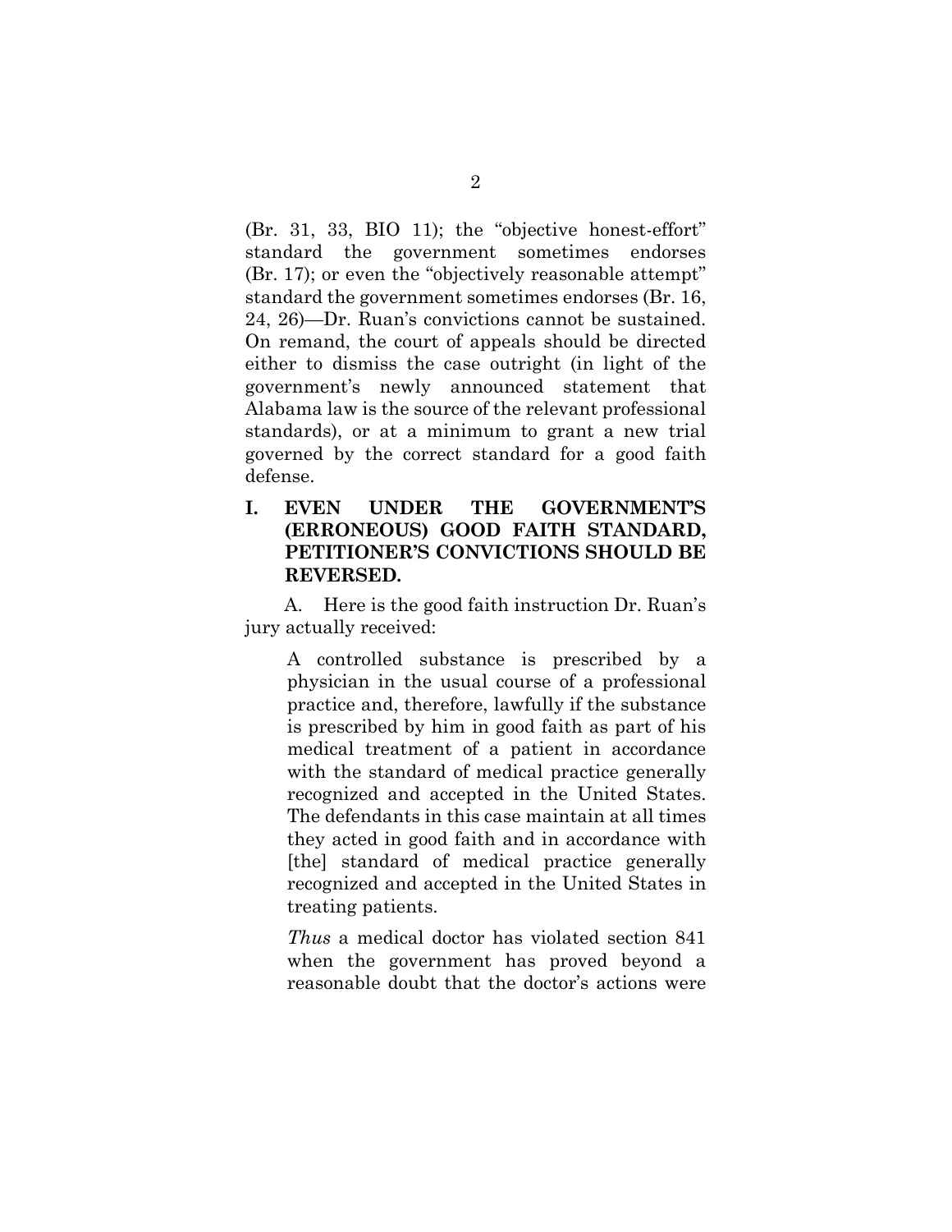(Br. 31, 33, BIO 11); the "objective honest-effort" standard the government sometimes endorses (Br. 17); or even the "objectively reasonable attempt" standard the government sometimes endorses (Br. 16, 24, 26)—Dr. Ruan's convictions cannot be sustained. On remand, the court of appeals should be directed either to dismiss the case outright (in light of the government's newly announced statement that Alabama law is the source of the relevant professional standards), or at a minimum to grant a new trial governed by the correct standard for a good faith defense.

## I. EVEN UNDER THE GOVERNMENT'S (ERRONEOUS) GOOD FAITH STANDARD, PETITIONER'S CONVICTIONS SHOULD BE REVERSED.

A. Here is the good faith instruction Dr. Ruan's jury actually received:

> A controlled substance is prescribed by a physician in the usual course of a professional practice and, therefore, lawfully if the substance is prescribed by him in good faith as part of his medical treatment of a patient in accordance with the standard of medical practice generally recognized and accepted in the United States. The defendants in this case maintain at all times they acted in good faith and in accordance with [the] standard of medical practice generally recognized and accepted in the United States in treating patients.
>
> *Thus* a medical doctor has violated section 841 when the government has proved beyond a reasonable doubt that the doctor's actions were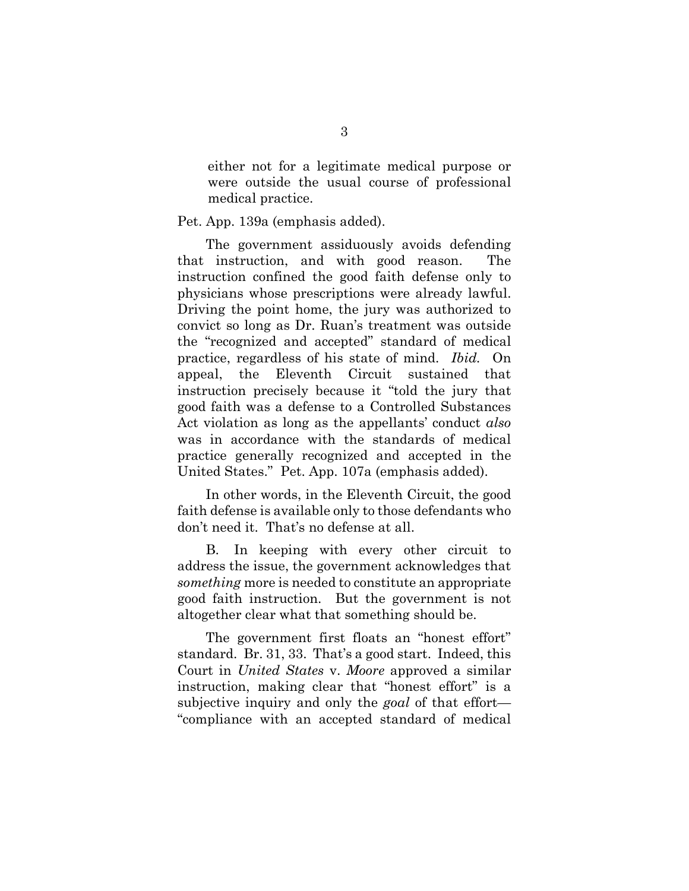> either not for a legitimate medical purpose or were outside the usual course of professional medical practice.

Pet. App. 139a (emphasis added).

The government assiduously avoids defending that instruction, and with good reason. The instruction confined the good faith defense only to physicians whose prescriptions were already lawful. Driving the point home, the jury was authorized to convict so long as Dr. Ruan's treatment was outside the "recognized and accepted" standard of medical practice, regardless of his state of mind. *Ibid.* On appeal, the Eleventh Circuit sustained that instruction precisely because it "told the jury that good faith was a defense to a Controlled Substances Act violation as long as the appellants' conduct *also* was in accordance with the standards of medical practice generally recognized and accepted in the United States." Pet. App. 107a (emphasis added).

In other words, in the Eleventh Circuit, the good faith defense is available only to those defendants who don't need it. That's no defense at all.

B. In keeping with every other circuit to address the issue, the government acknowledges that *something* more is needed to constitute an appropriate good faith instruction. But the government is not altogether clear what that something should be.

The government first floats an "honest effort" standard. Br. 31, 33. That's a good start. Indeed, this Court in *United States* v. *Moore* approved a similar instruction, making clear that "honest effort" is a subjective inquiry and only the *goal* of that effort—"compliance with an accepted standard of medical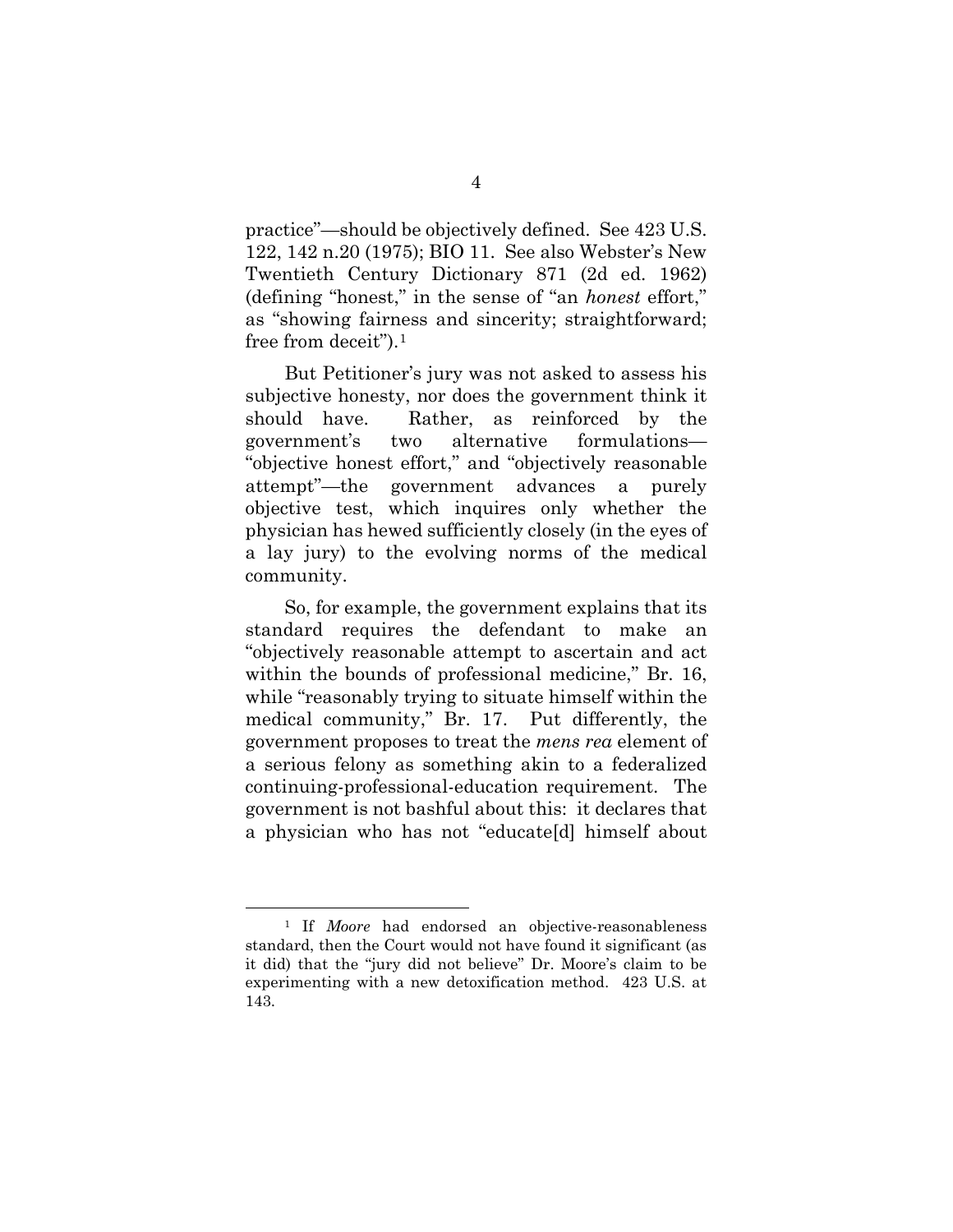practice"—should be objectively defined. See 423 U.S. 122, 142 n.20 (1975); BIO 11. See also Webster's New Twentieth Century Dictionary 871 (2d ed. 1962) (defining "honest," in the sense of "an *honest* effort," as "showing fairness and sincerity; straightforward; free from deceit").[1]

But Petitioner's jury was not asked to assess his subjective honesty, nor does the government think it should have. Rather, as reinforced by the government's two alternative formulations—"objective honest effort," and "objectively reasonable attempt"—the government advances a purely objective test, which inquires only whether the physician has hewed sufficiently closely (in the eyes of a lay jury) to the evolving norms of the medical community.

So, for example, the government explains that its standard requires the defendant to make an "objectively reasonable attempt to ascertain and act within the bounds of professional medicine," Br. 16, while "reasonably trying to situate himself within the medical community," Br. 17. Put differently, the government proposes to treat the *mens rea* element of a serious felony as something akin to a federalized continuing-professional-education requirement. The government is not bashful about this: it declares that a physician who has not "educate[d] himself about

[1] If *Moore* had endorsed an objective-reasonableness standard, then the Court would not have found it significant (as it did) that the "jury did not believe" Dr. Moore's claim to be experimenting with a new detoxification method. 423 U.S. at 143.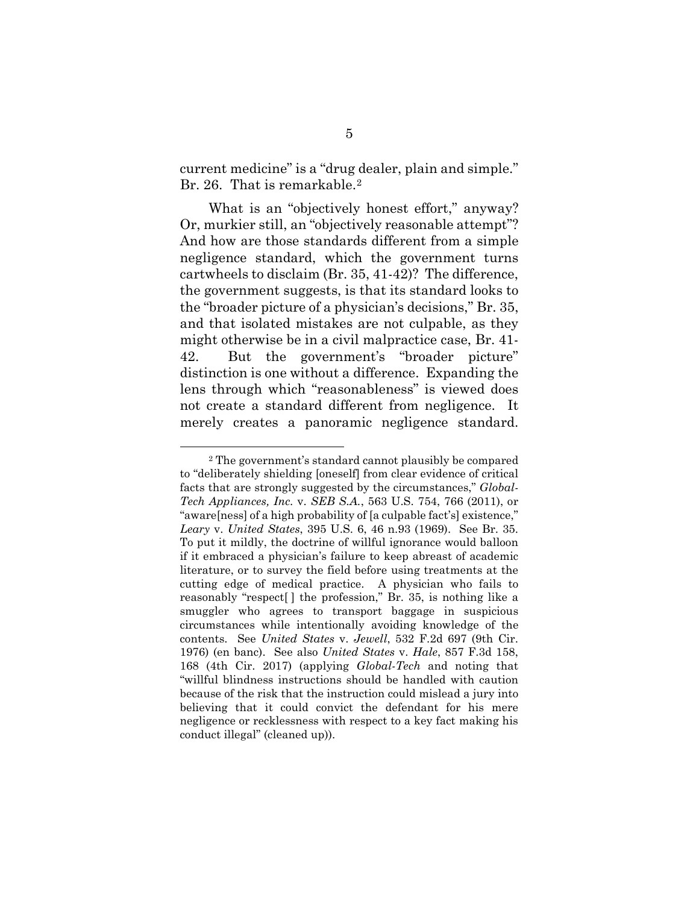current medicine" is a "drug dealer, plain and simple." Br. 26. That is remarkable.[2]

What is an "objectively honest effort," anyway? Or, murkier still, an "objectively reasonable attempt"? And how are those standards different from a simple negligence standard, which the government turns cartwheels to disclaim (Br. 35, 41-42)? The difference, the government suggests, is that its standard looks to the "broader picture of a physician's decisions," Br. 35, and that isolated mistakes are not culpable, as they might otherwise be in a civil malpractice case, Br. 41-42. But the government's "broader picture" distinction is one without a difference. Expanding the lens through which "reasonableness" is viewed does not create a standard different from negligence. It merely creates a panoramic negligence standard.

---

[2] The government's standard cannot plausibly be compared to "deliberately shielding [oneself] from clear evidence of critical facts that are strongly suggested by the circumstances," *Global-Tech Appliances, Inc.* v. *SEB S.A.*, 563 U.S. 754, 766 (2011), or "aware[ness] of a high probability of [a culpable fact's] existence," *Leary* v. *United States*, 395 U.S. 6, 46 n.93 (1969). See Br. 35. To put it mildly, the doctrine of willful ignorance would balloon if it embraced a physician's failure to keep abreast of academic literature, or to survey the field before using treatments at the cutting edge of medical practice. A physician who fails to reasonably "respect[ ] the profession," Br. 35, is nothing like a smuggler who agrees to transport baggage in suspicious circumstances while intentionally avoiding knowledge of the contents. See *United States* v. *Jewell*, 532 F.2d 697 (9th Cir. 1976) (en banc). See also *United States* v. *Hale*, 857 F.3d 158, 168 (4th Cir. 2017) (applying *Global-Tech* and noting that "willful blindness instructions should be handled with caution because of the risk that the instruction could mislead a jury into believing that it could convict the defendant for his mere negligence or recklessness with respect to a key fact making his conduct illegal" (cleaned up)).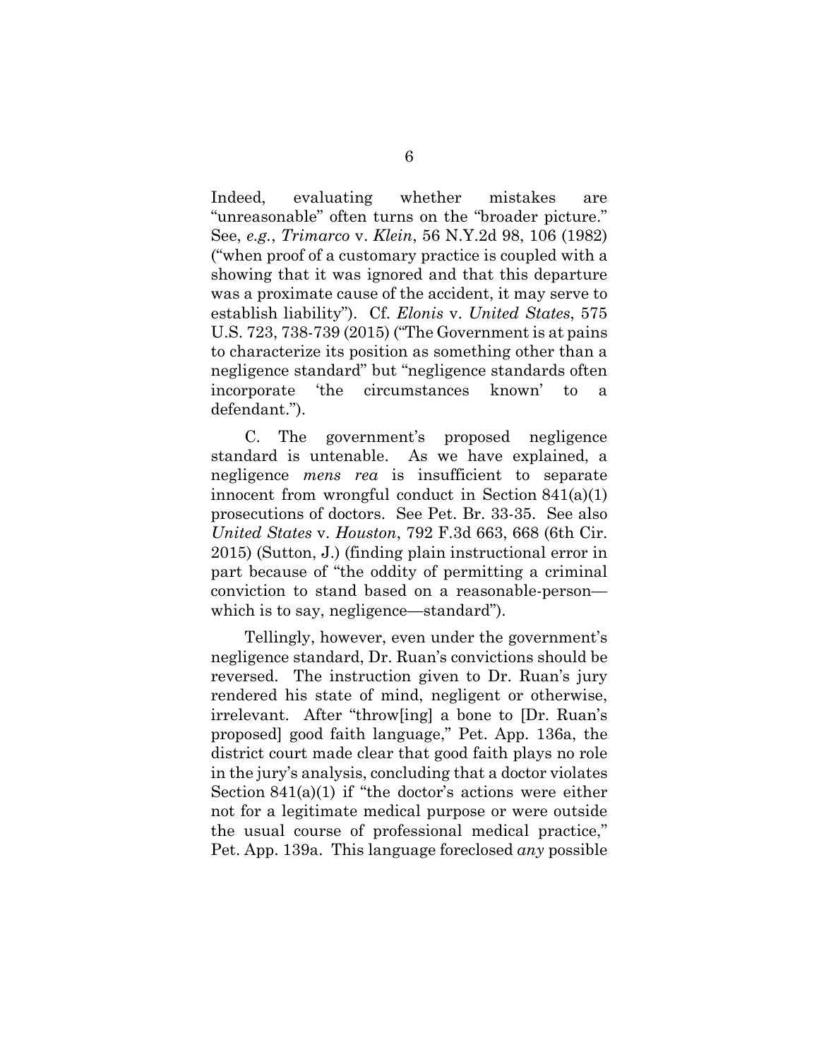Indeed, evaluating whether mistakes are "unreasonable" often turns on the "broader picture." See, *e.g.*, *Trimarco* v. *Klein*, 56 N.Y.2d 98, 106 (1982) ("when proof of a customary practice is coupled with a showing that it was ignored and that this departure was a proximate cause of the accident, it may serve to establish liability"). Cf. *Elonis* v. *United States*, 575 U.S. 723, 738-739 (2015) ("The Government is at pains to characterize its position as something other than a negligence standard" but "negligence standards often incorporate 'the circumstances known' to a defendant.").

C. The government's proposed negligence standard is untenable. As we have explained, a negligence *mens rea* is insufficient to separate innocent from wrongful conduct in Section 841(a)(1) prosecutions of doctors. See Pet. Br. 33-35. See also *United States* v. *Houston*, 792 F.3d 663, 668 (6th Cir. 2015) (Sutton, J.) (finding plain instructional error in part because of "the oddity of permitting a criminal conviction to stand based on a reasonable-person—which is to say, negligence—standard").

Tellingly, however, even under the government's negligence standard, Dr. Ruan's convictions should be reversed. The instruction given to Dr. Ruan's jury rendered his state of mind, negligent or otherwise, irrelevant. After "throw[ing] a bone to [Dr. Ruan's proposed] good faith language," Pet. App. 136a, the district court made clear that good faith plays no role in the jury's analysis, concluding that a doctor violates Section 841(a)(1) if "the doctor's actions were either not for a legitimate medical purpose or were outside the usual course of professional medical practice," Pet. App. 139a. This language foreclosed *any* possible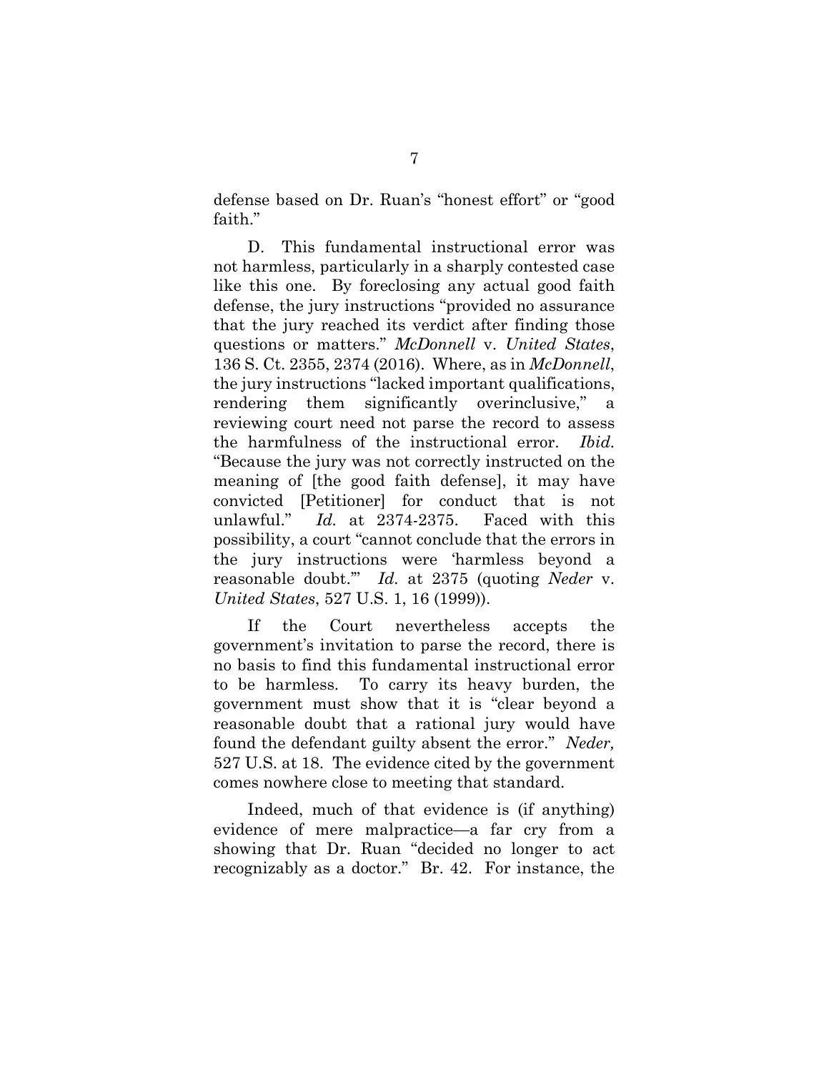defense based on Dr. Ruan's "honest effort" or "good faith."

D. This fundamental instructional error was not harmless, particularly in a sharply contested case like this one. By foreclosing any actual good faith defense, the jury instructions "provided no assurance that the jury reached its verdict after finding those questions or matters." *McDonnell* v. *United States*, 136 S. Ct. 2355, 2374 (2016). Where, as in *McDonnell*, the jury instructions "lacked important qualifications, rendering them significantly overinclusive," a reviewing court need not parse the record to assess the harmfulness of the instructional error. *Ibid.* "Because the jury was not correctly instructed on the meaning of [the good faith defense], it may have convicted [Petitioner] for conduct that is not unlawful." *Id.* at 2374-2375. Faced with this possibility, a court "cannot conclude that the errors in the jury instructions were 'harmless beyond a reasonable doubt.'" *Id.* at 2375 (quoting *Neder* v. *United States*, 527 U.S. 1, 16 (1999)).

If the Court nevertheless accepts the government's invitation to parse the record, there is no basis to find this fundamental instructional error to be harmless. To carry its heavy burden, the government must show that it is "clear beyond a reasonable doubt that a rational jury would have found the defendant guilty absent the error." *Neder,* 527 U.S. at 18. The evidence cited by the government comes nowhere close to meeting that standard.

Indeed, much of that evidence is (if anything) evidence of mere malpractice—a far cry from a showing that Dr. Ruan "decided no longer to act recognizably as a doctor." Br. 42. For instance, the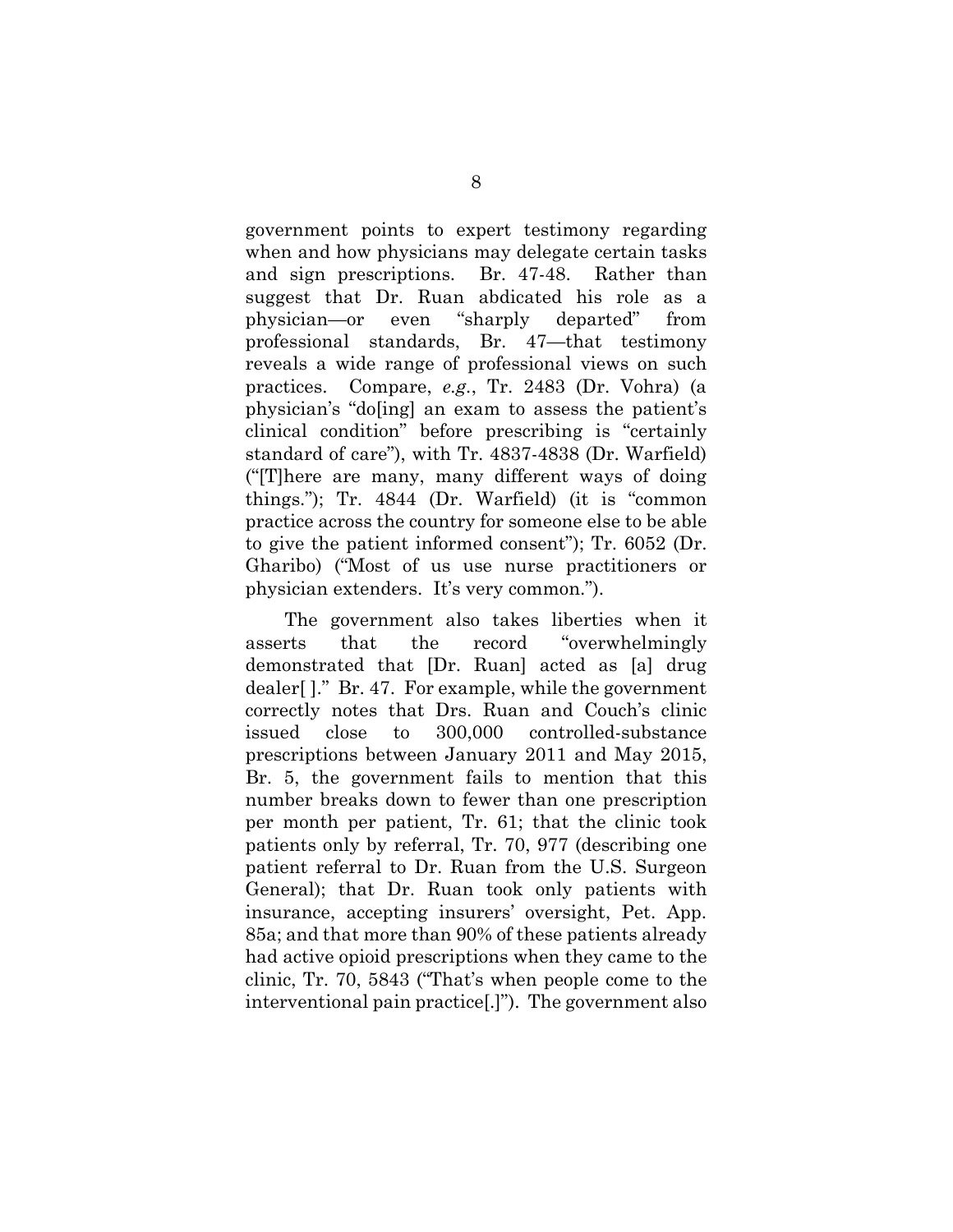government points to expert testimony regarding when and how physicians may delegate certain tasks and sign prescriptions. Br. 47-48. Rather than suggest that Dr. Ruan abdicated his role as a physician—or even "sharply departed" from professional standards, Br. 47—that testimony reveals a wide range of professional views on such practices. Compare, *e.g.*, Tr. 2483 (Dr. Vohra) (a physician's "do[ing] an exam to assess the patient's clinical condition" before prescribing is "certainly standard of care"), with Tr. 4837-4838 (Dr. Warfield) ("[T]here are many, many different ways of doing things."); Tr. 4844 (Dr. Warfield) (it is "common practice across the country for someone else to be able to give the patient informed consent"); Tr. 6052 (Dr. Gharibo) ("Most of us use nurse practitioners or physician extenders. It's very common.").

The government also takes liberties when it asserts that the record "overwhelmingly demonstrated that [Dr. Ruan] acted as [a] drug dealer[ ]." Br. 47. For example, while the government correctly notes that Drs. Ruan and Couch's clinic issued close to 300,000 controlled-substance prescriptions between January 2011 and May 2015, Br. 5, the government fails to mention that this number breaks down to fewer than one prescription per month per patient, Tr. 61; that the clinic took patients only by referral, Tr. 70, 977 (describing one patient referral to Dr. Ruan from the U.S. Surgeon General); that Dr. Ruan took only patients with insurance, accepting insurers' oversight, Pet. App. 85a; and that more than 90% of these patients already had active opioid prescriptions when they came to the clinic, Tr. 70, 5843 ("That's when people come to the interventional pain practice[.]"). The government also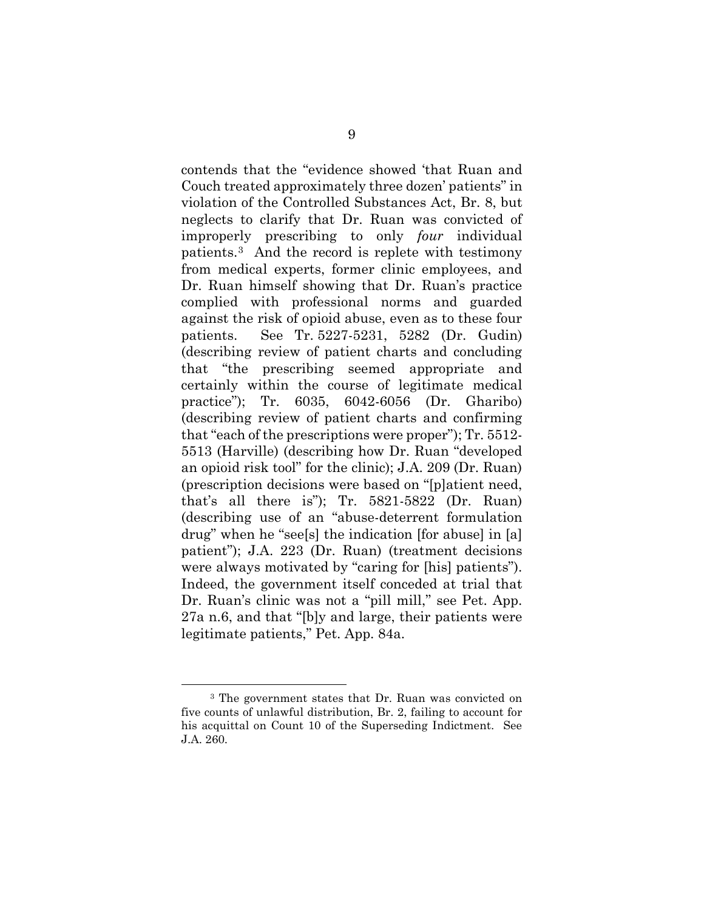contends that the "evidence showed 'that Ruan and Couch treated approximately three dozen' patients" in violation of the Controlled Substances Act, Br. 8, but neglects to clarify that Dr. Ruan was convicted of improperly prescribing to only *four* individual patients.[3] And the record is replete with testimony from medical experts, former clinic employees, and Dr. Ruan himself showing that Dr. Ruan's practice complied with professional norms and guarded against the risk of opioid abuse, even as to these four patients. See Tr. 5227-5231, 5282 (Dr. Gudin) (describing review of patient charts and concluding that "the prescribing seemed appropriate and certainly within the course of legitimate medical practice"); Tr. 6035, 6042-6056 (Dr. Gharibo) (describing review of patient charts and confirming that "each of the prescriptions were proper"); Tr. 5512-5513 (Harville) (describing how Dr. Ruan "developed an opioid risk tool" for the clinic); J.A. 209 (Dr. Ruan) (prescription decisions were based on "[p]atient need, that's all there is"); Tr. 5821-5822 (Dr. Ruan) (describing use of an "abuse-deterrent formulation drug" when he "see[s] the indication [for abuse] in [a] patient"); J.A. 223 (Dr. Ruan) (treatment decisions were always motivated by "caring for [his] patients"). Indeed, the government itself conceded at trial that Dr. Ruan's clinic was not a "pill mill," see Pet. App. 27a n.6, and that "[b]y and large, their patients were legitimate patients," Pet. App. 84a.

---

[3] The government states that Dr. Ruan was convicted on five counts of unlawful distribution, Br. 2, failing to account for his acquittal on Count 10 of the Superseding Indictment. See J.A. 260.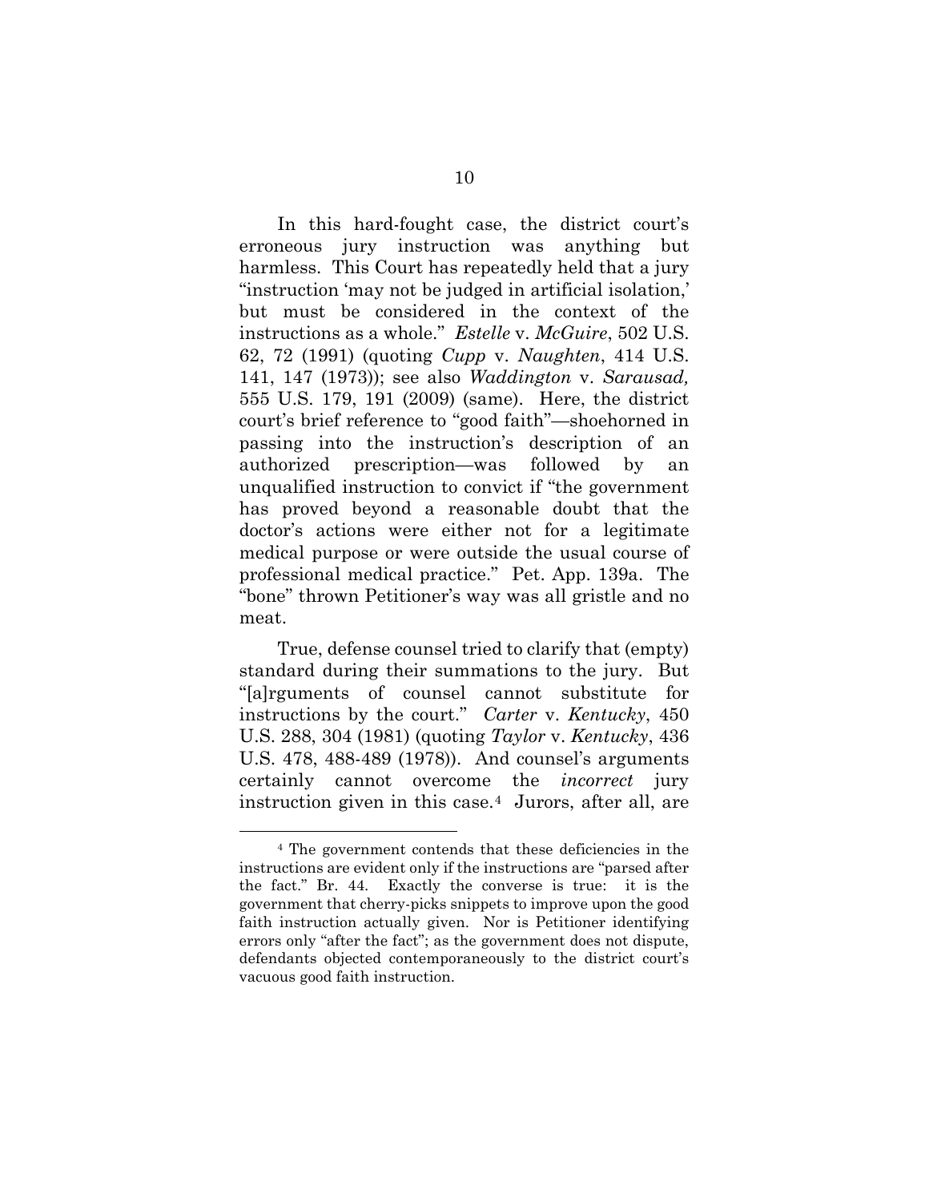In this hard-fought case, the district court's erroneous jury instruction was anything but harmless. This Court has repeatedly held that a jury "instruction 'may not be judged in artificial isolation,' but must be considered in the context of the instructions as a whole." *Estelle* v. *McGuire*, 502 U.S. 62, 72 (1991) (quoting *Cupp* v. *Naughten*, 414 U.S. 141, 147 (1973)); see also *Waddington* v. *Sarausad,* 555 U.S. 179, 191 (2009) (same). Here, the district court's brief reference to "good faith"—shoehorned in passing into the instruction's description of an authorized prescription—was followed by an unqualified instruction to convict if "the government has proved beyond a reasonable doubt that the doctor's actions were either not for a legitimate medical purpose or were outside the usual course of professional medical practice." Pet. App. 139a. The "bone" thrown Petitioner's way was all gristle and no meat.

True, defense counsel tried to clarify that (empty) standard during their summations to the jury. But "[a]rguments of counsel cannot substitute for instructions by the court." *Carter* v. *Kentucky*, 450 U.S. 288, 304 (1981) (quoting *Taylor* v. *Kentucky*, 436 U.S. 478, 488-489 (1978)). And counsel's arguments certainly cannot overcome the *incorrect* jury instruction given in this case.[4] Jurors, after all, are

[4] The government contends that these deficiencies in the instructions are evident only if the instructions are "parsed after the fact." Br. 44. Exactly the converse is true: it is the government that cherry-picks snippets to improve upon the good faith instruction actually given. Nor is Petitioner identifying errors only "after the fact"; as the government does not dispute, defendants objected contemporaneously to the district court's vacuous good faith instruction.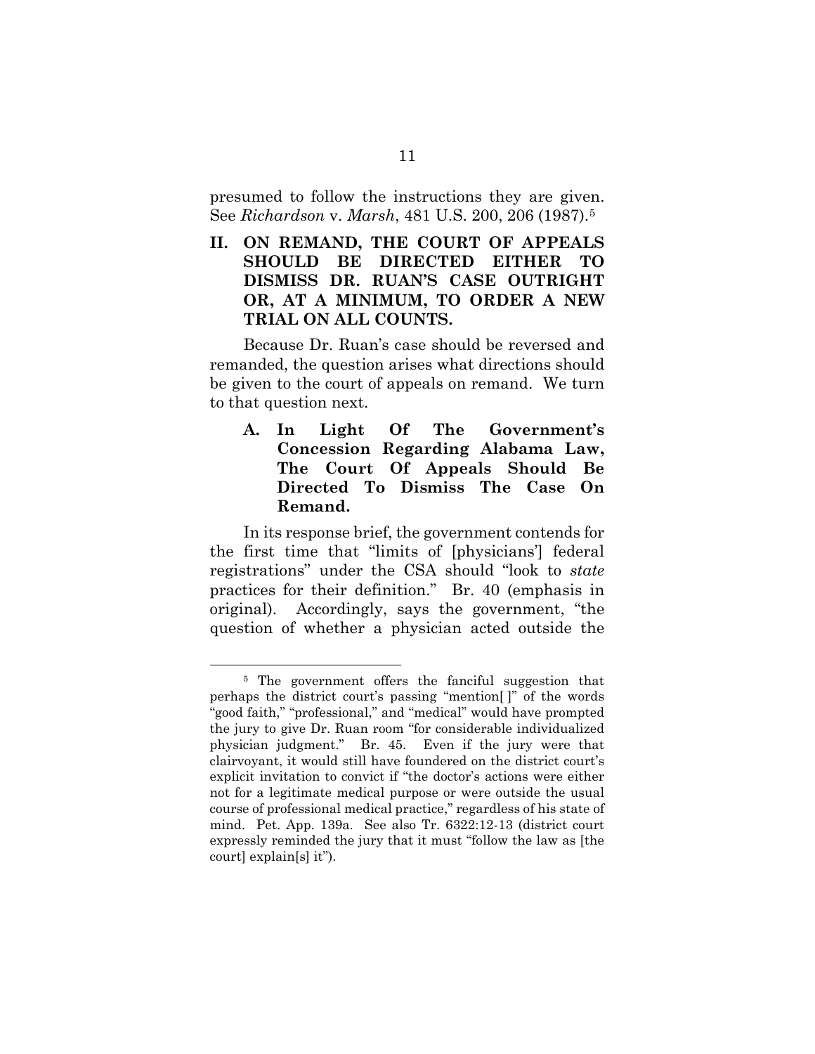presumed to follow the instructions they are given. See *Richardson* v. *Marsh*, 481 U.S. 200, 206 (1987).[5]

## II. ON REMAND, THE COURT OF APPEALS SHOULD BE DIRECTED EITHER TO DISMISS DR. RUAN'S CASE OUTRIGHT OR, AT A MINIMUM, TO ORDER A NEW TRIAL ON ALL COUNTS.

Because Dr. Ruan's case should be reversed and remanded, the question arises what directions should be given to the court of appeals on remand. We turn to that question next.

### A. In Light Of The Government's Concession Regarding Alabama Law, The Court Of Appeals Should Be Directed To Dismiss The Case On Remand.

In its response brief, the government contends for the first time that "limits of [physicians'] federal registrations" under the CSA should "look to *state* practices for their definition." Br. 40 (emphasis in original). Accordingly, says the government, "the question of whether a physician acted outside the

---

[5] The government offers the fanciful suggestion that perhaps the district court's passing "mention[ ]" of the words "good faith," "professional," and "medical" would have prompted the jury to give Dr. Ruan room "for considerable individualized physician judgment." Br. 45. Even if the jury were that clairvoyant, it would still have foundered on the district court's explicit invitation to convict if "the doctor's actions were either not for a legitimate medical purpose or were outside the usual course of professional medical practice," regardless of his state of mind. Pet. App. 139a. See also Tr. 6322:12-13 (district court expressly reminded the jury that it must "follow the law as [the court] explain[s] it").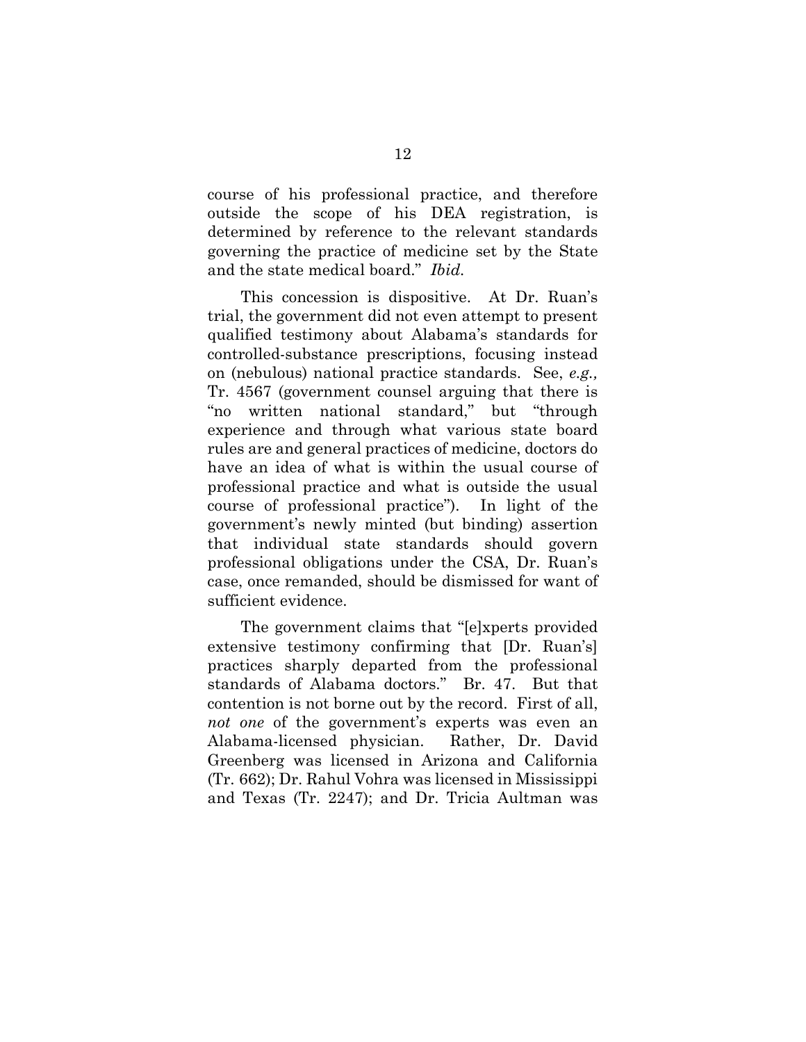course of his professional practice, and therefore outside the scope of his DEA registration, is determined by reference to the relevant standards governing the practice of medicine set by the State and the state medical board." *Ibid.*

This concession is dispositive. At Dr. Ruan's trial, the government did not even attempt to present qualified testimony about Alabama's standards for controlled-substance prescriptions, focusing instead on (nebulous) national practice standards. See, *e.g.,* Tr. 4567 (government counsel arguing that there is "no written national standard," but "through experience and through what various state board rules are and general practices of medicine, doctors do have an idea of what is within the usual course of professional practice and what is outside the usual course of professional practice"). In light of the government's newly minted (but binding) assertion that individual state standards should govern professional obligations under the CSA, Dr. Ruan's case, once remanded, should be dismissed for want of sufficient evidence.

The government claims that "[e]xperts provided extensive testimony confirming that [Dr. Ruan's] practices sharply departed from the professional standards of Alabama doctors." Br. 47. But that contention is not borne out by the record. First of all, *not one* of the government's experts was even an Alabama-licensed physician. Rather, Dr. David Greenberg was licensed in Arizona and California (Tr. 662); Dr. Rahul Vohra was licensed in Mississippi and Texas (Tr. 2247); and Dr. Tricia Aultman was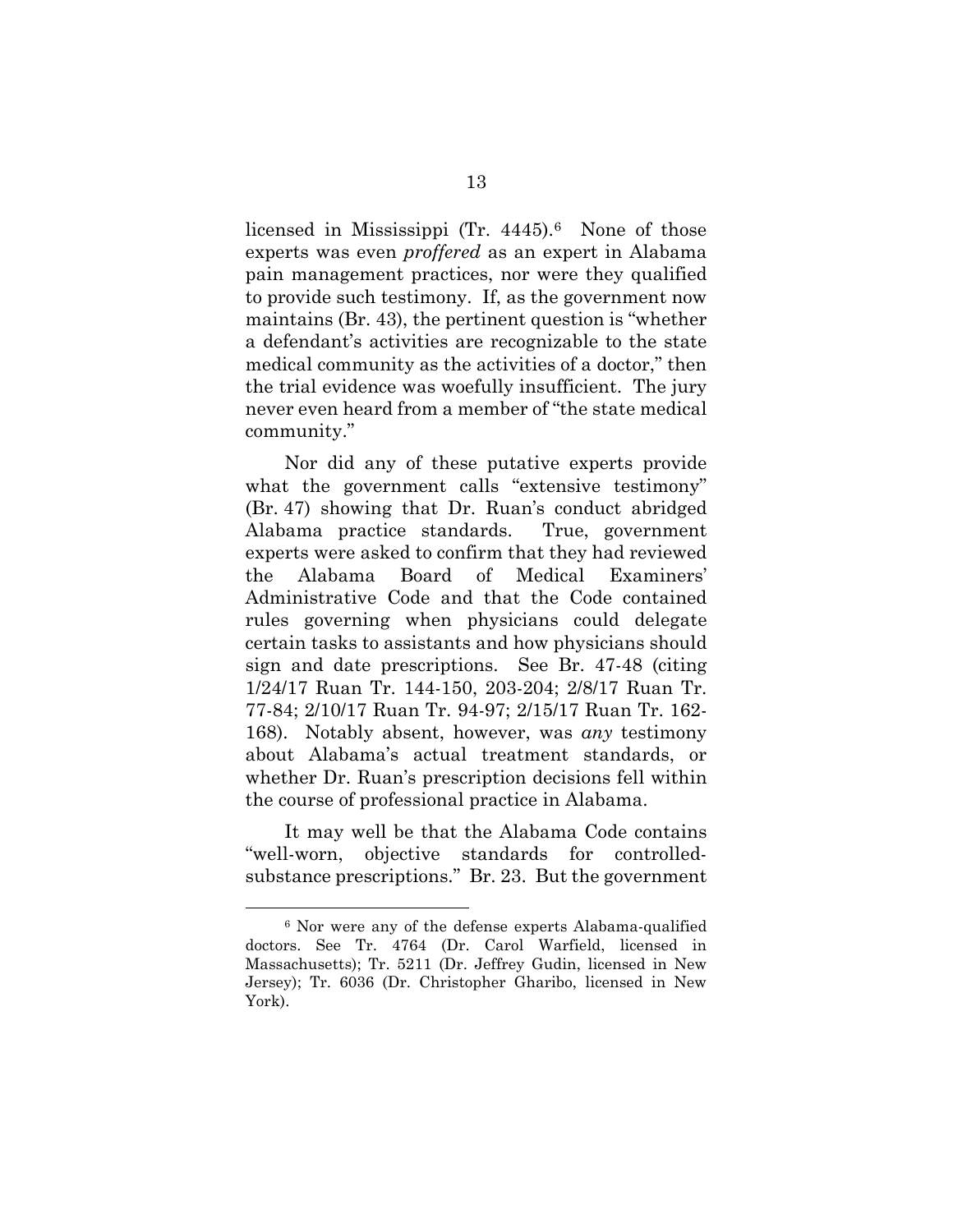licensed in Mississippi (Tr. 4445).[6] None of those experts was even *proffered* as an expert in Alabama pain management practices, nor were they qualified to provide such testimony. If, as the government now maintains (Br. 43), the pertinent question is "whether a defendant's activities are recognizable to the state medical community as the activities of a doctor," then the trial evidence was woefully insufficient. The jury never even heard from a member of "the state medical community."

Nor did any of these putative experts provide what the government calls "extensive testimony" (Br. 47) showing that Dr. Ruan's conduct abridged Alabama practice standards. True, government experts were asked to confirm that they had reviewed the Alabama Board of Medical Examiners' Administrative Code and that the Code contained rules governing when physicians could delegate certain tasks to assistants and how physicians should sign and date prescriptions. See Br. 47-48 (citing 1/24/17 Ruan Tr. 144-150, 203-204; 2/8/17 Ruan Tr. 77-84; 2/10/17 Ruan Tr. 94-97; 2/15/17 Ruan Tr. 162-168). Notably absent, however, was *any* testimony about Alabama's actual treatment standards, or whether Dr. Ruan's prescription decisions fell within the course of professional practice in Alabama.

It may well be that the Alabama Code contains "well-worn, objective standards for controlled-substance prescriptions." Br. 23. But the government

---

[6] Nor were any of the defense experts Alabama-qualified doctors. See Tr. 4764 (Dr. Carol Warfield, licensed in Massachusetts); Tr. 5211 (Dr. Jeffrey Gudin, licensed in New Jersey); Tr. 6036 (Dr. Christopher Gharibo, licensed in New York).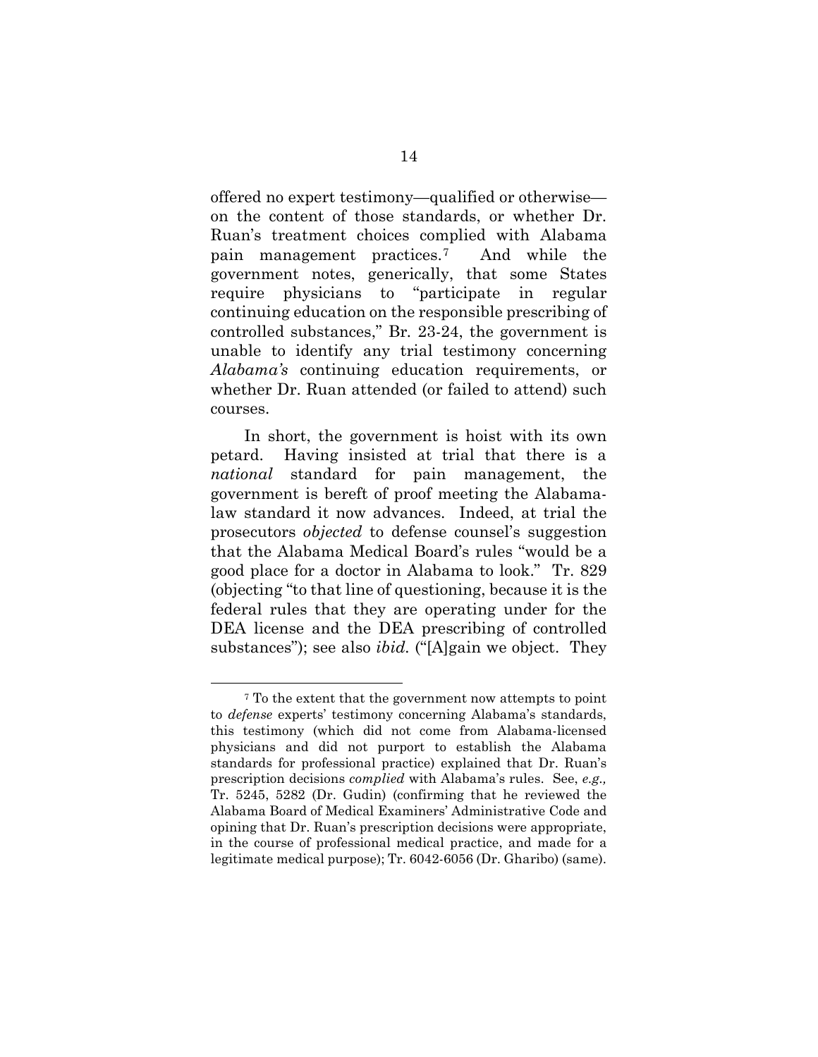offered no expert testimony—qualified or otherwise—on the content of those standards, or whether Dr. Ruan's treatment choices complied with Alabama pain management practices.[7] And while the government notes, generically, that some States require physicians to "participate in regular continuing education on the responsible prescribing of controlled substances," Br. 23-24, the government is unable to identify any trial testimony concerning *Alabama's* continuing education requirements, or whether Dr. Ruan attended (or failed to attend) such courses.

In short, the government is hoist with its own petard. Having insisted at trial that there is a *national* standard for pain management, the government is bereft of proof meeting the Alabama-law standard it now advances. Indeed, at trial the prosecutors *objected* to defense counsel's suggestion that the Alabama Medical Board's rules "would be a good place for a doctor in Alabama to look." Tr. 829 (objecting "to that line of questioning, because it is the federal rules that they are operating under for the DEA license and the DEA prescribing of controlled substances"); see also *ibid.* ("[A]gain we object. They

---

[7] To the extent that the government now attempts to point to *defense* experts' testimony concerning Alabama's standards, this testimony (which did not come from Alabama-licensed physicians and did not purport to establish the Alabama standards for professional practice) explained that Dr. Ruan's prescription decisions *complied* with Alabama's rules. See, *e.g.,* Tr. 5245, 5282 (Dr. Gudin) (confirming that he reviewed the Alabama Board of Medical Examiners' Administrative Code and opining that Dr. Ruan's prescription decisions were appropriate, in the course of professional medical practice, and made for a legitimate medical purpose); Tr. 6042-6056 (Dr. Gharibo) (same).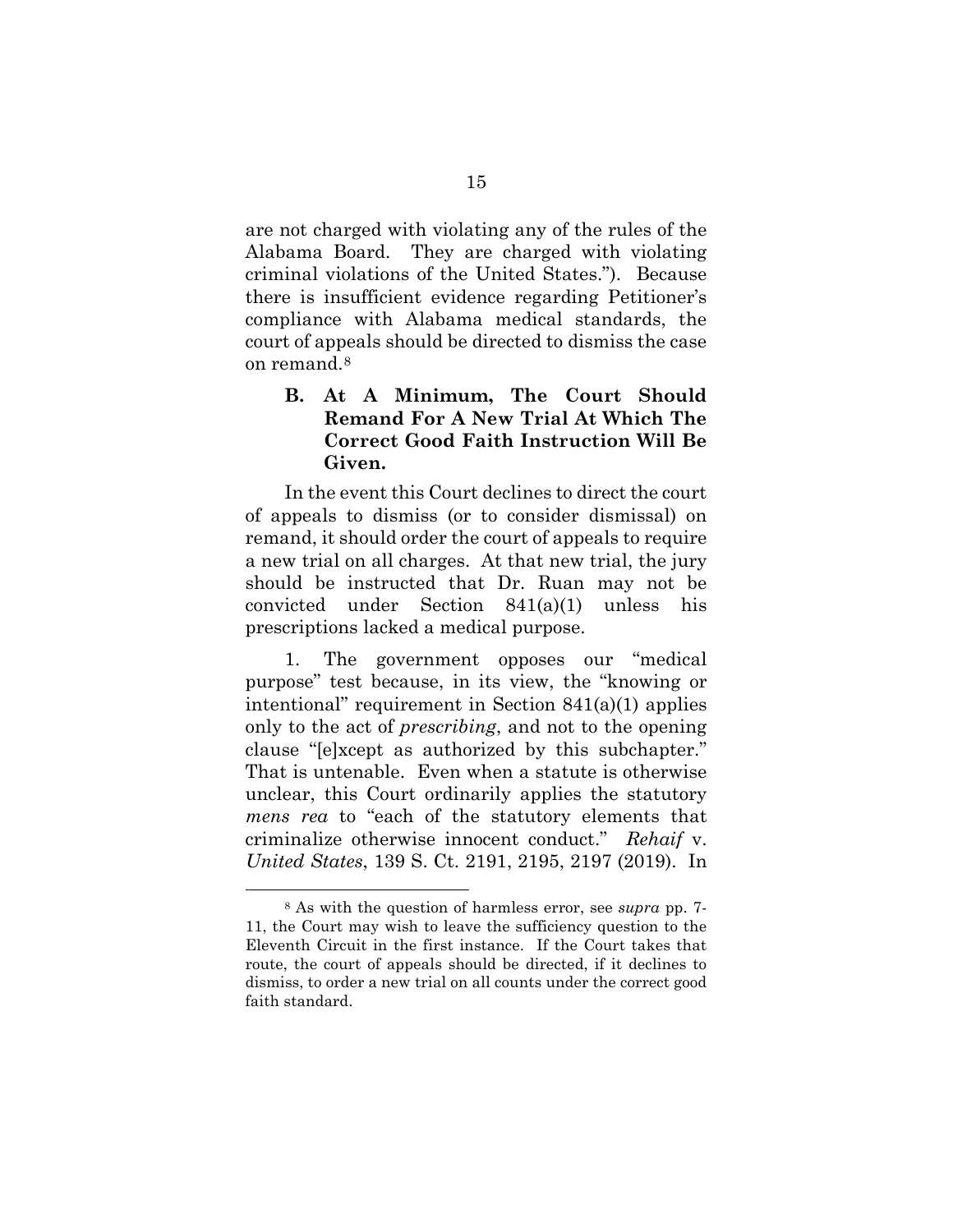are not charged with violating any of the rules of the Alabama Board. They are charged with violating criminal violations of the United States."). Because there is insufficient evidence regarding Petitioner's compliance with Alabama medical standards, the court of appeals should be directed to dismiss the case on remand.[8]

### B. At A Minimum, The Court Should Remand For A New Trial At Which The Correct Good Faith Instruction Will Be Given.

In the event this Court declines to direct the court of appeals to dismiss (or to consider dismissal) on remand, it should order the court of appeals to require a new trial on all charges. At that new trial, the jury should be instructed that Dr. Ruan may not be convicted under Section 841(a)(1) unless his prescriptions lacked a medical purpose.

1. The government opposes our "medical purpose" test because, in its view, the "knowing or intentional" requirement in Section 841(a)(1) applies only to the act of *prescribing*, and not to the opening clause "[e]xcept as authorized by this subchapter." That is untenable. Even when a statute is otherwise unclear, this Court ordinarily applies the statutory *mens rea* to "each of the statutory elements that criminalize otherwise innocent conduct." *Rehaif* v. *United States*, 139 S. Ct. 2191, 2195, 2197 (2019). In

---

[8] As with the question of harmless error, see *supra* pp. 7-11, the Court may wish to leave the sufficiency question to the Eleventh Circuit in the first instance. If the Court takes that route, the court of appeals should be directed, if it declines to dismiss, to order a new trial on all counts under the correct good faith standard.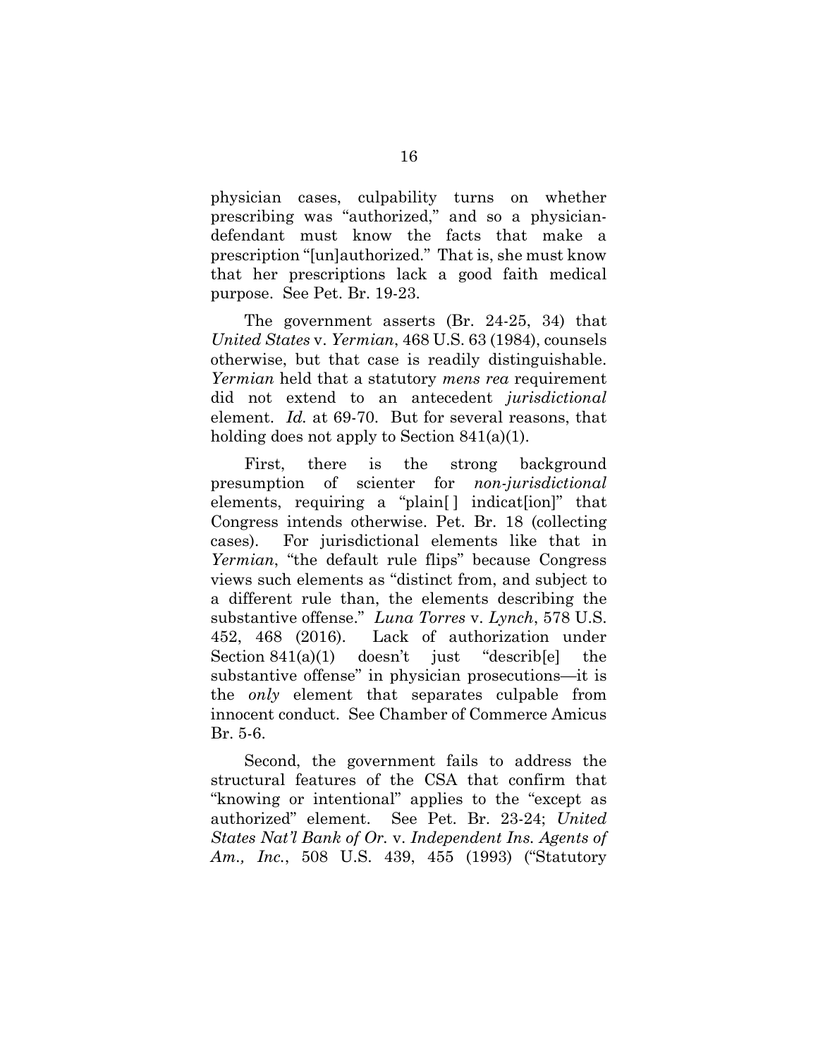physician cases, culpability turns on whether prescribing was "authorized," and so a physician-defendant must know the facts that make a prescription "[un]authorized." That is, she must know that her prescriptions lack a good faith medical purpose. See Pet. Br. 19-23.

The government asserts (Br. 24-25, 34) that *United States* v. *Yermian*, 468 U.S. 63 (1984), counsels otherwise, but that case is readily distinguishable. *Yermian* held that a statutory *mens rea* requirement did not extend to an antecedent *jurisdictional* element. *Id.* at 69-70. But for several reasons, that holding does not apply to Section 841(a)(1).

First, there is the strong background presumption of scienter for *non-jurisdictional* elements, requiring a "plain[ ] indicat[ion]" that Congress intends otherwise. Pet. Br. 18 (collecting cases). For jurisdictional elements like that in *Yermian*, "the default rule flips" because Congress views such elements as "distinct from, and subject to a different rule than, the elements describing the substantive offense." *Luna Torres* v. *Lynch*, 578 U.S. 452, 468 (2016). Lack of authorization under Section 841(a)(1) doesn't just "describ[e] the substantive offense" in physician prosecutions—it is the *only* element that separates culpable from innocent conduct. See Chamber of Commerce Amicus Br. 5-6.

Second, the government fails to address the structural features of the CSA that confirm that "knowing or intentional" applies to the "except as authorized" element. See Pet. Br. 23-24; *United States Nat'l Bank of Or.* v. *Independent Ins. Agents of Am., Inc.*, 508 U.S. 439, 455 (1993) ("Statutory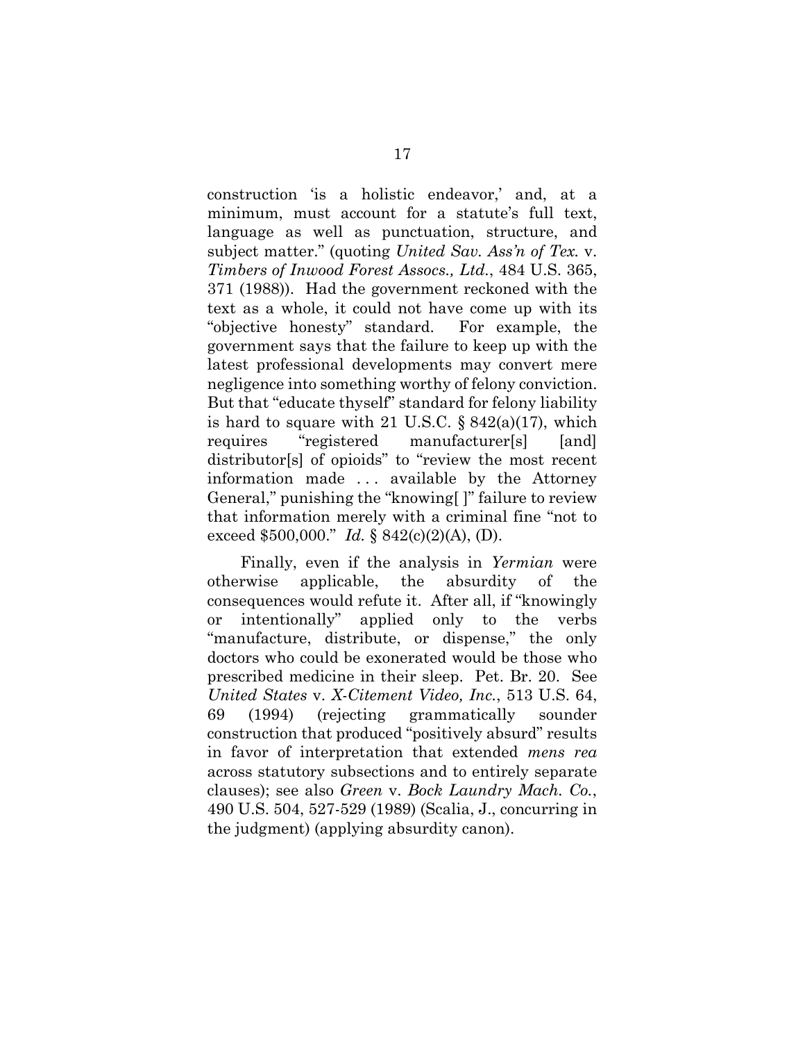construction 'is a holistic endeavor,' and, at a minimum, must account for a statute's full text, language as well as punctuation, structure, and subject matter." (quoting *United Sav. Ass'n of Tex.* v. *Timbers of Inwood Forest Assocs., Ltd.*, 484 U.S. 365, 371 (1988)). Had the government reckoned with the text as a whole, it could not have come up with its "objective honesty" standard. For example, the government says that the failure to keep up with the latest professional developments may convert mere negligence into something worthy of felony conviction. But that "educate thyself" standard for felony liability is hard to square with 21 U.S.C. § 842(a)(17), which requires "registered manufacturer[s] [and] distributor[s] of opioids" to "review the most recent information made . . . available by the Attorney General," punishing the "knowing[ ]" failure to review that information merely with a criminal fine "not to exceed $500,000." *Id.* § 842(c)(2)(A), (D).

Finally, even if the analysis in *Yermian* were otherwise applicable, the absurdity of the consequences would refute it. After all, if "knowingly or intentionally" applied only to the verbs "manufacture, distribute, or dispense," the only doctors who could be exonerated would be those who prescribed medicine in their sleep. Pet. Br. 20. See *United States* v. *X-Citement Video, Inc.*, 513 U.S. 64, 69 (1994) (rejecting grammatically sounder construction that produced "positively absurd" results in favor of interpretation that extended *mens rea* across statutory subsections and to entirely separate clauses); see also *Green* v. *Bock Laundry Mach. Co.*, 490 U.S. 504, 527-529 (1989) (Scalia, J., concurring in the judgment) (applying absurdity canon).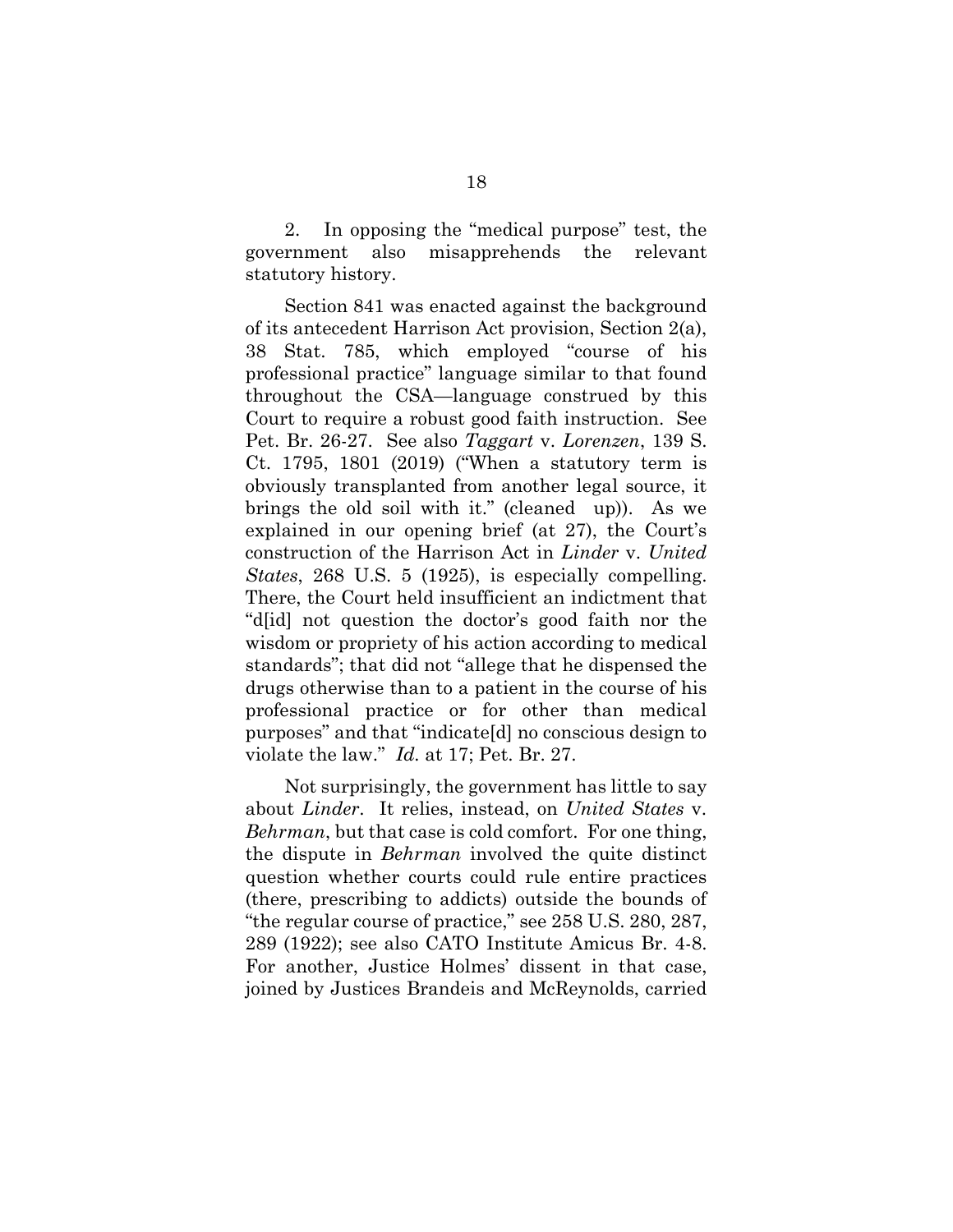2. In opposing the "medical purpose" test, the government also misapprehends the relevant statutory history.

Section 841 was enacted against the background of its antecedent Harrison Act provision, Section 2(a), 38 Stat. 785, which employed "course of his professional practice" language similar to that found throughout the CSA—language construed by this Court to require a robust good faith instruction. See Pet. Br. 26-27. See also *Taggart* v. *Lorenzen*, 139 S. Ct. 1795, 1801 (2019) ("When a statutory term is obviously transplanted from another legal source, it brings the old soil with it." (cleaned up)). As we explained in our opening brief (at 27), the Court's construction of the Harrison Act in *Linder* v. *United States*, 268 U.S. 5 (1925), is especially compelling. There, the Court held insufficient an indictment that "d[id] not question the doctor's good faith nor the wisdom or propriety of his action according to medical standards"; that did not "allege that he dispensed the drugs otherwise than to a patient in the course of his professional practice or for other than medical purposes" and that "indicate[d] no conscious design to violate the law." *Id.* at 17; Pet. Br. 27.

Not surprisingly, the government has little to say about *Linder*. It relies, instead, on *United States* v. *Behrman*, but that case is cold comfort. For one thing, the dispute in *Behrman* involved the quite distinct question whether courts could rule entire practices (there, prescribing to addicts) outside the bounds of "the regular course of practice," see 258 U.S. 280, 287, 289 (1922); see also CATO Institute Amicus Br. 4-8. For another, Justice Holmes' dissent in that case, joined by Justices Brandeis and McReynolds, carried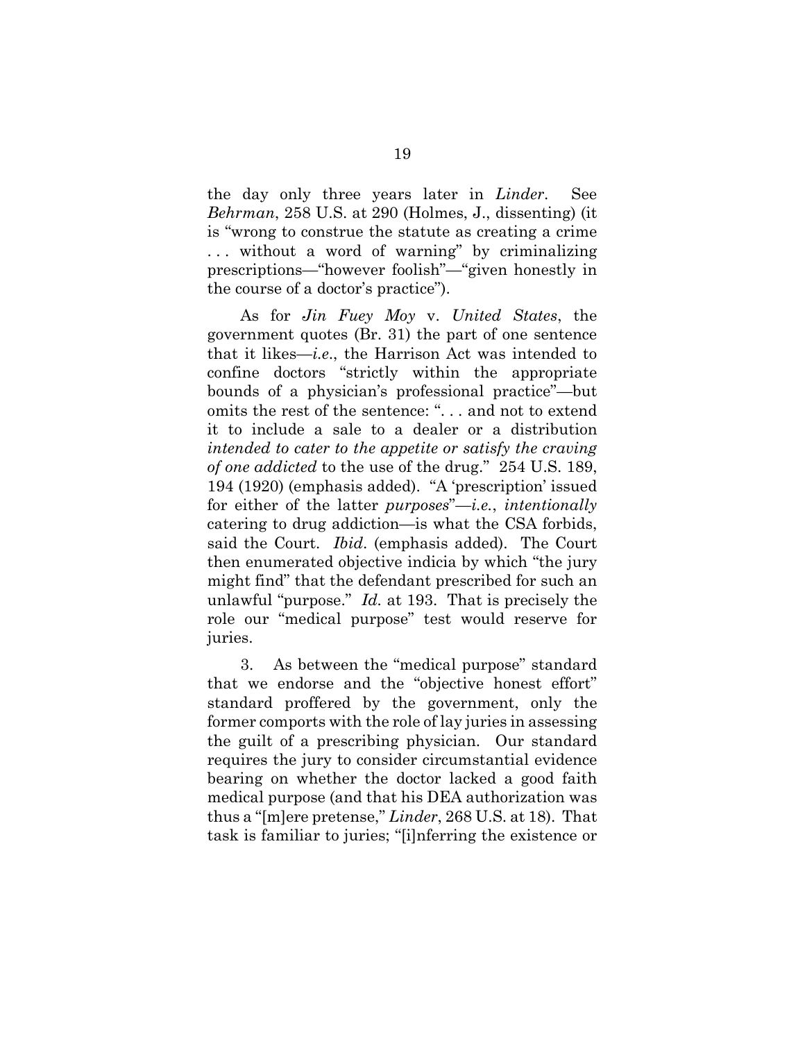the day only three years later in *Linder*. See *Behrman*, 258 U.S. at 290 (Holmes, J., dissenting) (it is "wrong to construe the statute as creating a crime . . . without a word of warning" by criminalizing prescriptions—"however foolish"—"given honestly in the course of a doctor's practice").

As for *Jin Fuey Moy* v. *United States*, the government quotes (Br. 31) the part of one sentence that it likes—*i.e*., the Harrison Act was intended to confine doctors "strictly within the appropriate bounds of a physician's professional practice"—but omits the rest of the sentence: ". . . and not to extend it to include a sale to a dealer or a distribution *intended to cater to the appetite or satisfy the craving of one addicted* to the use of the drug." 254 U.S. 189, 194 (1920) (emphasis added). "A 'prescription' issued for either of the latter *purposes*"—*i.e.*, *intentionally* catering to drug addiction—is what the CSA forbids, said the Court. *Ibid*. (emphasis added). The Court then enumerated objective indicia by which "the jury might find" that the defendant prescribed for such an unlawful "purpose." *Id.* at 193. That is precisely the role our "medical purpose" test would reserve for juries.

3. As between the "medical purpose" standard that we endorse and the "objective honest effort" standard proffered by the government, only the former comports with the role of lay juries in assessing the guilt of a prescribing physician. Our standard requires the jury to consider circumstantial evidence bearing on whether the doctor lacked a good faith medical purpose (and that his DEA authorization was thus a "[m]ere pretense," *Linder*, 268 U.S. at 18). That task is familiar to juries; "[i]nferring the existence or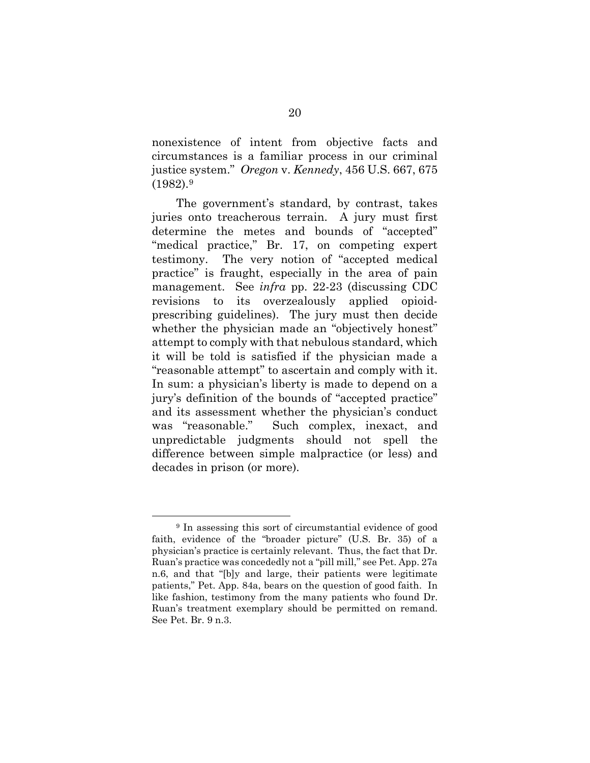nonexistence of intent from objective facts and circumstances is a familiar process in our criminal justice system." *Oregon* v. *Kennedy*, 456 U.S. 667, 675 (1982).[9]

The government's standard, by contrast, takes juries onto treacherous terrain. A jury must first determine the metes and bounds of "accepted" "medical practice," Br. 17, on competing expert testimony. The very notion of "accepted medical practice" is fraught, especially in the area of pain management. See *infra* pp. 22-23 (discussing CDC revisions to its overzealously applied opioid-prescribing guidelines). The jury must then decide whether the physician made an "objectively honest" attempt to comply with that nebulous standard, which it will be told is satisfied if the physician made a "reasonable attempt" to ascertain and comply with it. In sum: a physician's liberty is made to depend on a jury's definition of the bounds of "accepted practice" and its assessment whether the physician's conduct was "reasonable." Such complex, inexact, and unpredictable judgments should not spell the difference between simple malpractice (or less) and decades in prison (or more).

---

[9] In assessing this sort of circumstantial evidence of good faith, evidence of the "broader picture" (U.S. Br. 35) of a physician's practice is certainly relevant. Thus, the fact that Dr. Ruan's practice was concededly not a "pill mill," see Pet. App. 27a n.6, and that "[b]y and large, their patients were legitimate patients," Pet. App. 84a, bears on the question of good faith. In like fashion, testimony from the many patients who found Dr. Ruan's treatment exemplary should be permitted on remand. See Pet. Br. 9 n.3.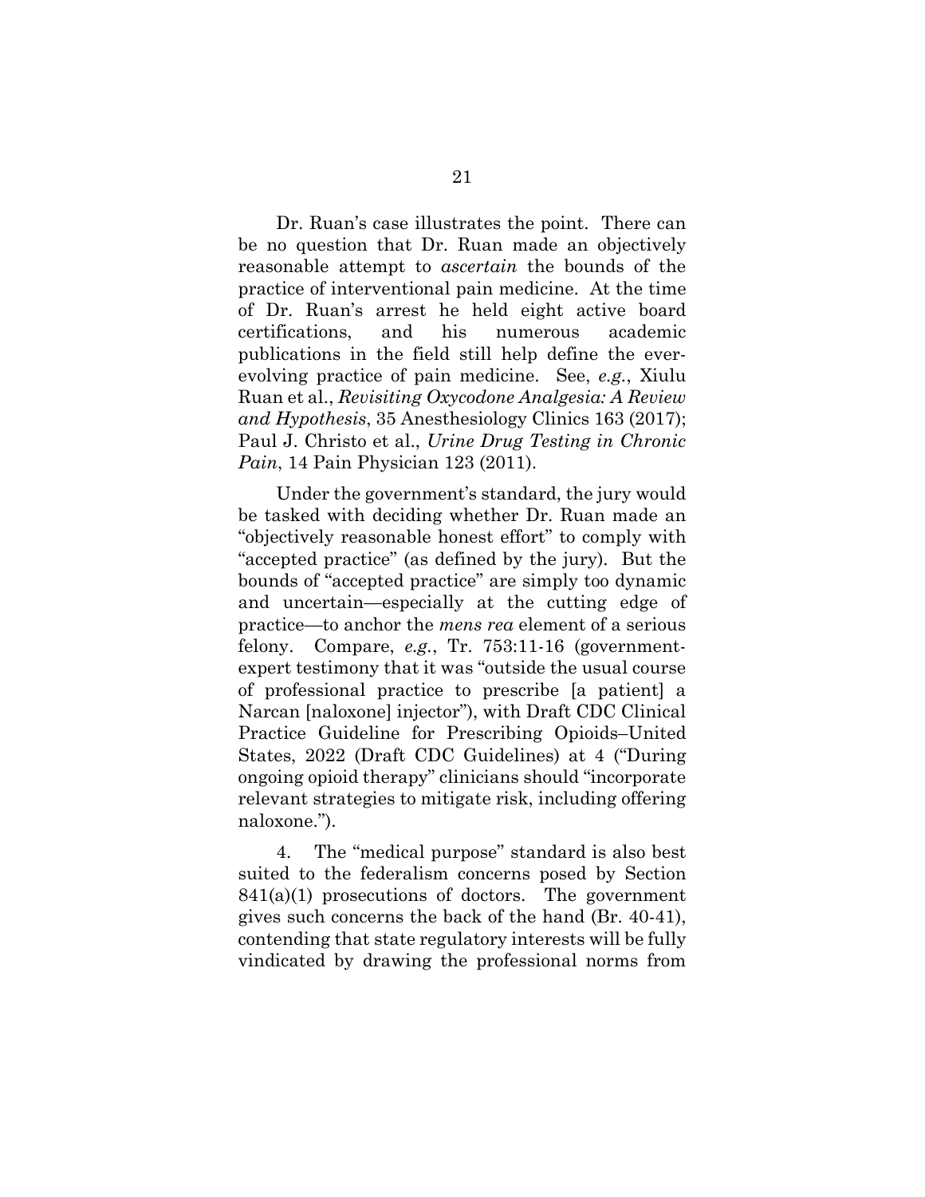Dr. Ruan's case illustrates the point. There can be no question that Dr. Ruan made an objectively reasonable attempt to *ascertain* the bounds of the practice of interventional pain medicine. At the time of Dr. Ruan's arrest he held eight active board certifications, and his numerous academic publications in the field still help define the ever-evolving practice of pain medicine. See, *e.g.*, Xiulu Ruan et al., *Revisiting Oxycodone Analgesia: A Review and Hypothesis*, 35 Anesthesiology Clinics 163 (2017); Paul J. Christo et al., *Urine Drug Testing in Chronic Pain*, 14 Pain Physician 123 (2011).

Under the government's standard, the jury would be tasked with deciding whether Dr. Ruan made an "objectively reasonable honest effort" to comply with "accepted practice" (as defined by the jury). But the bounds of "accepted practice" are simply too dynamic and uncertain—especially at the cutting edge of practice—to anchor the *mens rea* element of a serious felony. Compare, *e.g.*, Tr. 753:11-16 (government-expert testimony that it was "outside the usual course of professional practice to prescribe [a patient] a Narcan [naloxone] injector"), with Draft CDC Clinical Practice Guideline for Prescribing Opioids–United States, 2022 (Draft CDC Guidelines) at 4 ("During ongoing opioid therapy" clinicians should "incorporate relevant strategies to mitigate risk, including offering naloxone.").

4. The "medical purpose" standard is also best suited to the federalism concerns posed by Section 841(a)(1) prosecutions of doctors. The government gives such concerns the back of the hand (Br. 40-41), contending that state regulatory interests will be fully vindicated by drawing the professional norms from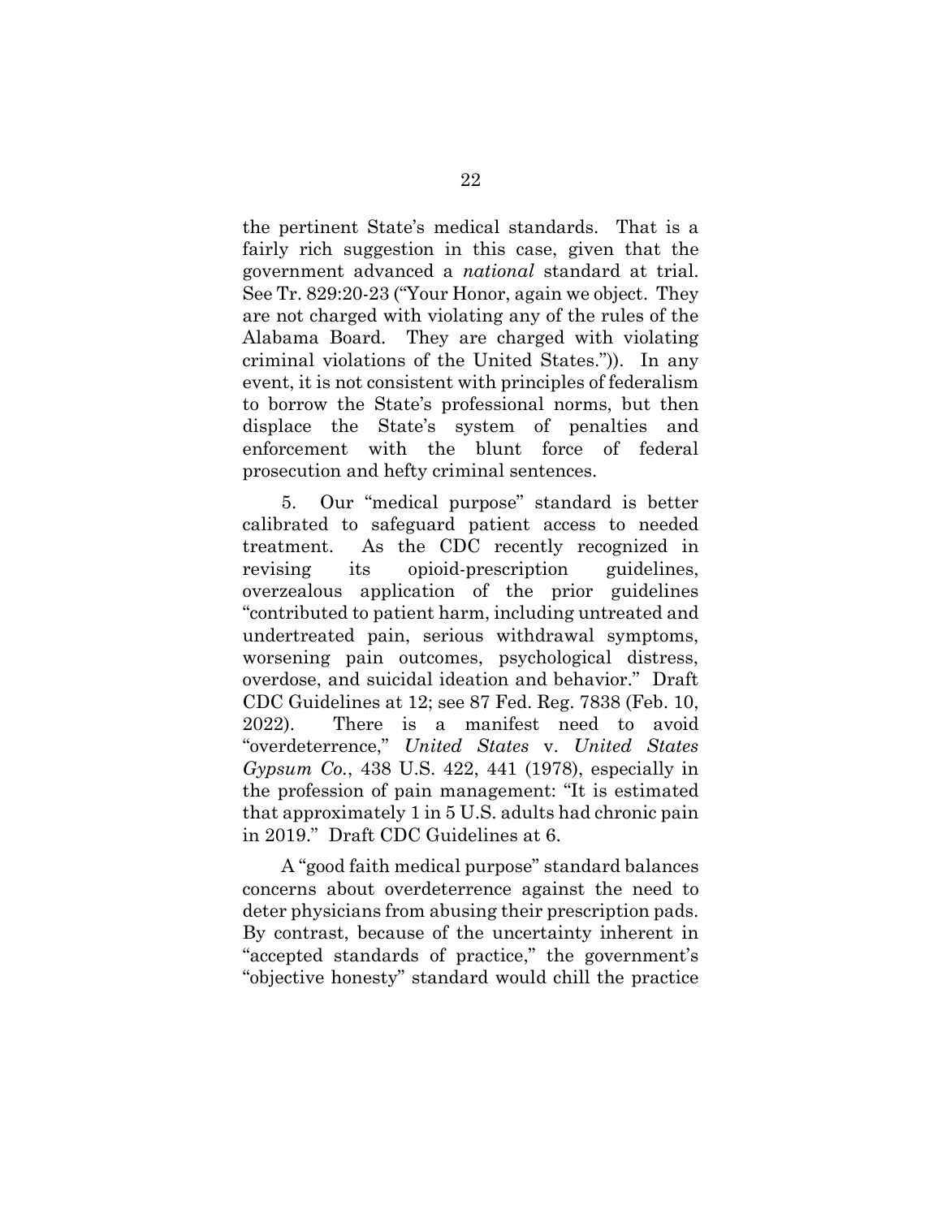the pertinent State's medical standards. That is a fairly rich suggestion in this case, given that the government advanced a *national* standard at trial. See Tr. 829:20-23 ("Your Honor, again we object. They are not charged with violating any of the rules of the Alabama Board. They are charged with violating criminal violations of the United States.")). In any event, it is not consistent with principles of federalism to borrow the State's professional norms, but then displace the State's system of penalties and enforcement with the blunt force of federal prosecution and hefty criminal sentences.

5. Our "medical purpose" standard is better calibrated to safeguard patient access to needed treatment. As the CDC recently recognized in revising its opioid-prescription guidelines, overzealous application of the prior guidelines "contributed to patient harm, including untreated and undertreated pain, serious withdrawal symptoms, worsening pain outcomes, psychological distress, overdose, and suicidal ideation and behavior." Draft CDC Guidelines at 12; see 87 Fed. Reg. 7838 (Feb. 10, 2022). There is a manifest need to avoid "overdeterrence," *United States* v. *United States Gypsum Co.*, 438 U.S. 422, 441 (1978), especially in the profession of pain management: "It is estimated that approximately 1 in 5 U.S. adults had chronic pain in 2019." Draft CDC Guidelines at 6.

A "good faith medical purpose" standard balances concerns about overdeterrence against the need to deter physicians from abusing their prescription pads. By contrast, because of the uncertainty inherent in "accepted standards of practice," the government's "objective honesty" standard would chill the practice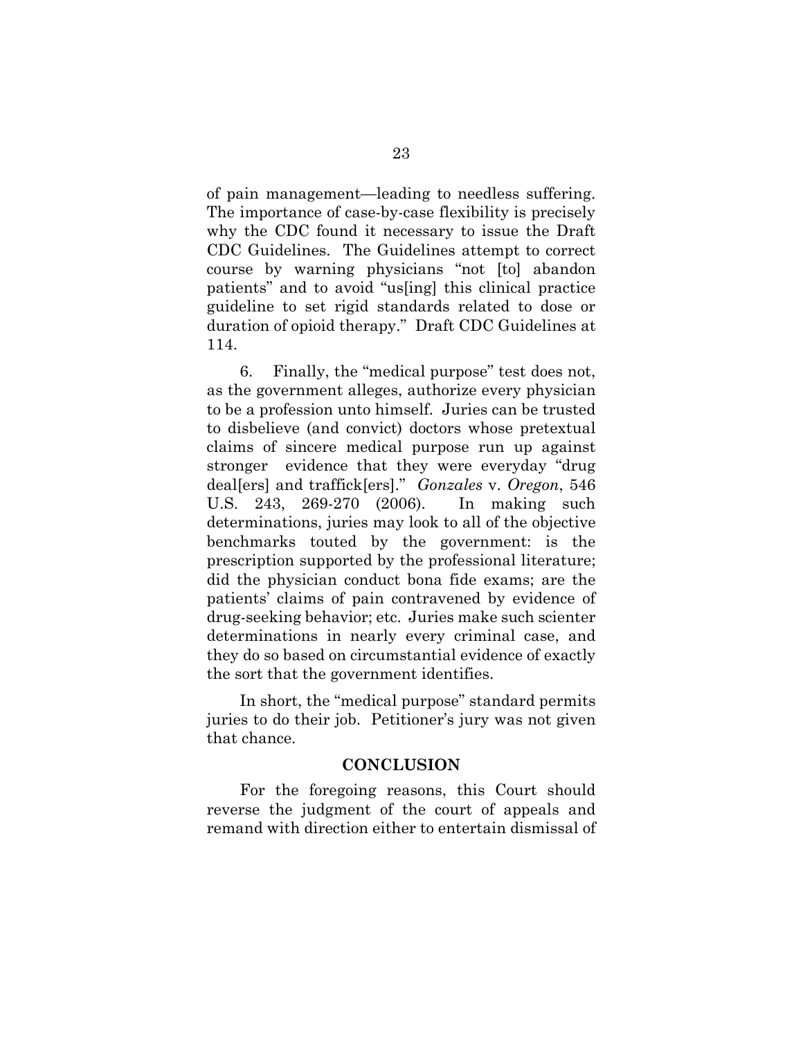of pain management—leading to needless suffering. The importance of case-by-case flexibility is precisely why the CDC found it necessary to issue the Draft CDC Guidelines. The Guidelines attempt to correct course by warning physicians "not [to] abandon patients" and to avoid "us[ing] this clinical practice guideline to set rigid standards related to dose or duration of opioid therapy." Draft CDC Guidelines at 114.

6. Finally, the "medical purpose" test does not, as the government alleges, authorize every physician to be a profession unto himself. Juries can be trusted to disbelieve (and convict) doctors whose pretextual claims of sincere medical purpose run up against stronger evidence that they were everyday "drug deal[ers] and traffick[ers]." *Gonzales* v. *Oregon*, 546 U.S. 243, 269-270 (2006). In making such determinations, juries may look to all of the objective benchmarks touted by the government: is the prescription supported by the professional literature; did the physician conduct bona fide exams; are the patients' claims of pain contravened by evidence of drug-seeking behavior; etc. Juries make such scienter determinations in nearly every criminal case, and they do so based on circumstantial evidence of exactly the sort that the government identifies.

In short, the "medical purpose" standard permits juries to do their job. Petitioner's jury was not given that chance.

## CONCLUSION

For the foregoing reasons, this Court should reverse the judgment of the court of appeals and remand with direction either to entertain dismissal of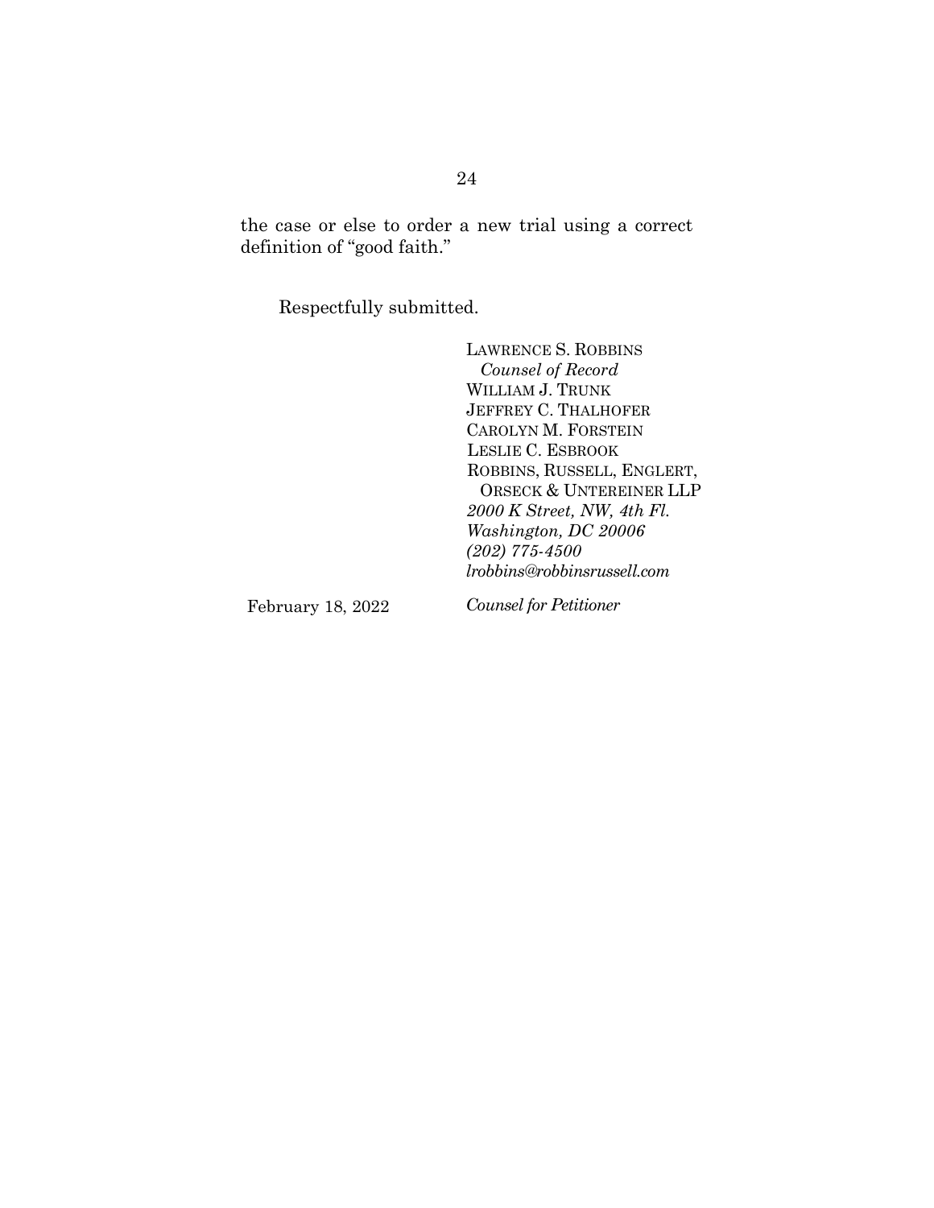the case or else to order a new trial using a correct definition of "good faith."

Respectfully submitted.

LAWRENCE S. ROBBINS
*Counsel of Record*
WILLIAM J. TRUNK
JEFFREY C. THALHOFER
CAROLYN M. FORSTEIN
LESLIE C. ESBROOK
ROBBINS, RUSSELL, ENGLERT, ORSECK & UNTEREINER LLP
*2000 K Street, NW, 4th Fl.*
*Washington, DC 20006*
*(202) 775-4500*
*lrobbins@robbinsrussell.com*

February 18, 2022

*Counsel for Petitioner*